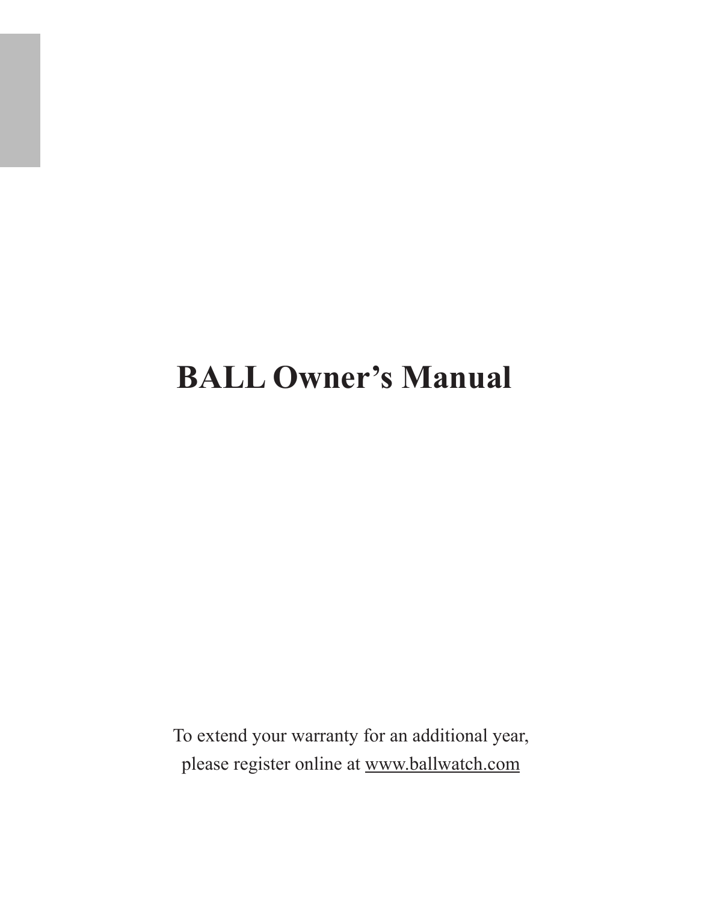# BALL Owner's Manual

To extend your warranty for an additional year, please register online at www.ballwatch.com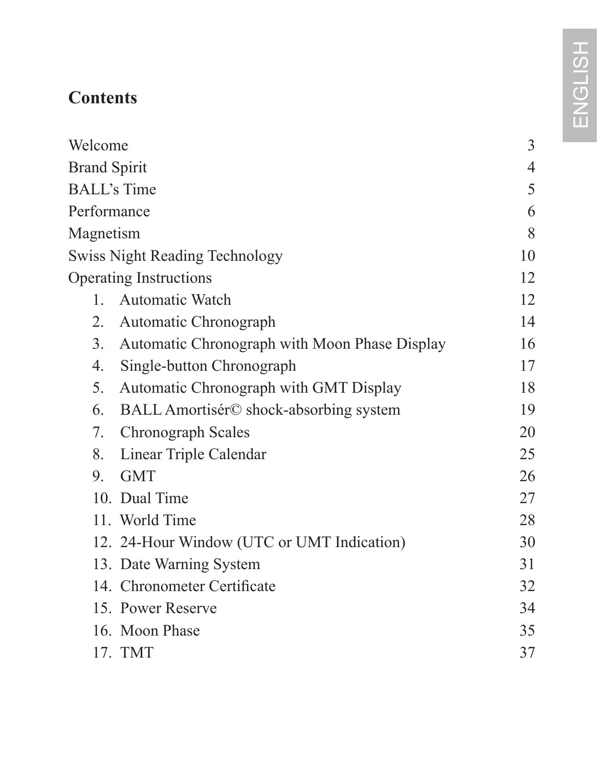## Contents

| | |
|---|---|
| Welcome | 3 |
| Brand Spirit | 4 |
| BALL's Time | 5 |
| Performance | 6 |
| Magnetism | 8 |
| Swiss Night Reading Technology | 10 |
| Operating Instructions | 12 |
| 1. Automatic Watch | 12 |
| 2. Automatic Chronograph | 14 |
| 3. Automatic Chronograph with Moon Phase Display | 16 |
| 4. Single-button Chronograph | 17 |
| 5. Automatic Chronograph with GMT Display | 18 |
| 6. BALL Amortisér© shock-absorbing system | 19 |
| 7. Chronograph Scales | 20 |
| 8. Linear Triple Calendar | 25 |
| 9. GMT | 26 |
| 10. Dual Time | 27 |
| 11. World Time | 28 |
| 12. 24-Hour Window (UTC or UMT Indication) | 30 |
| 13. Date Warning System | 31 |
| 14. Chronometer Certificate | 32 |
| 15. Power Reserve | 34 |
| 16. Moon Phase | 35 |
| 17. TMT | 37 |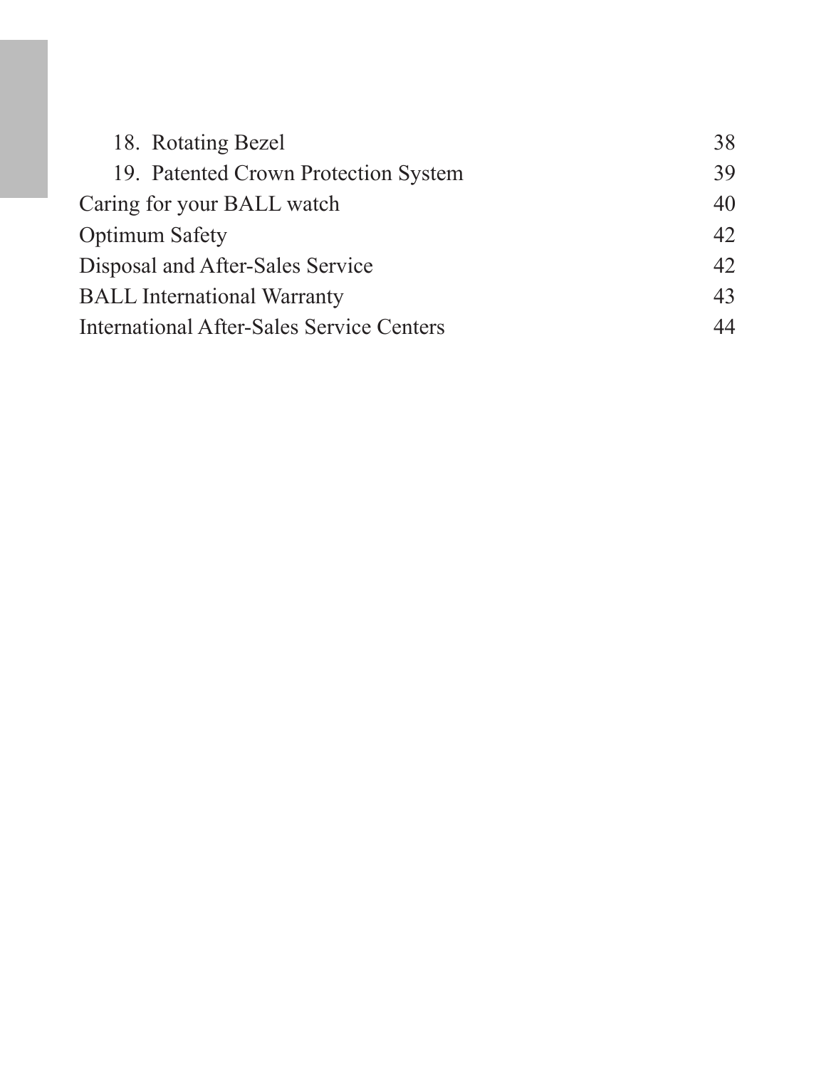| | |
|---|---|
| 18. Rotating Bezel | 38 |
| 19. Patented Crown Protection System | 39 |
| Caring for your BALL watch | 40 |
| Optimum Safety | 42 |
| Disposal and After-Sales Service | 42 |
| BALL International Warranty | 43 |
| International After-Sales Service Centers | 44 |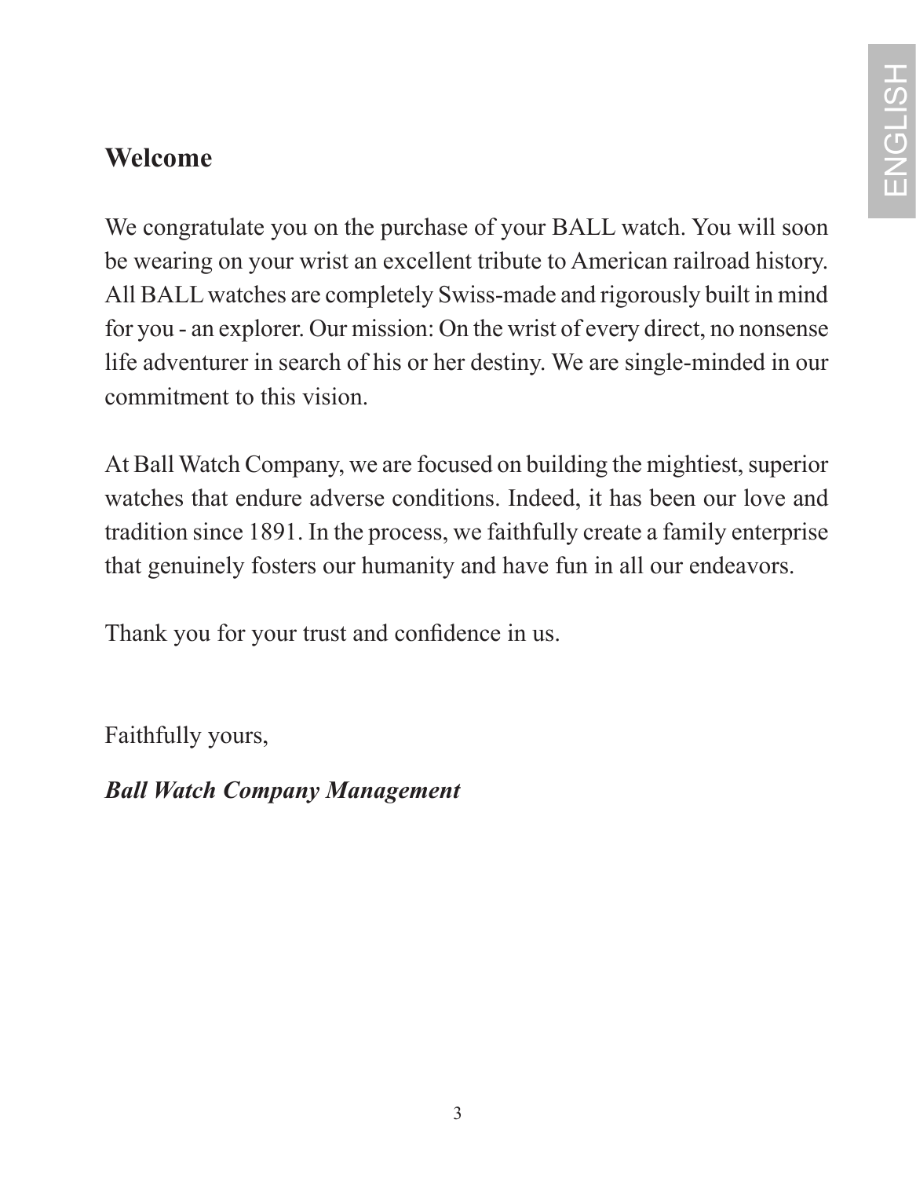## Welcome

We congratulate you on the purchase of your BALL watch. You will soon be wearing on your wrist an excellent tribute to American railroad history. All BALL watches are completely Swiss-made and rigorously built in mind for you - an explorer. Our mission: On the wrist of every direct, no nonsense life adventurer in search of his or her destiny. We are single-minded in our commitment to this vision.

At Ball Watch Company, we are focused on building the mightiest, superior watches that endure adverse conditions. Indeed, it has been our love and tradition since 1891. In the process, we faithfully create a family enterprise that genuinely fosters our humanity and have fun in all our endeavors.

Thank you for your trust and confidence in us.

Faithfully yours,

***Ball Watch Company Management***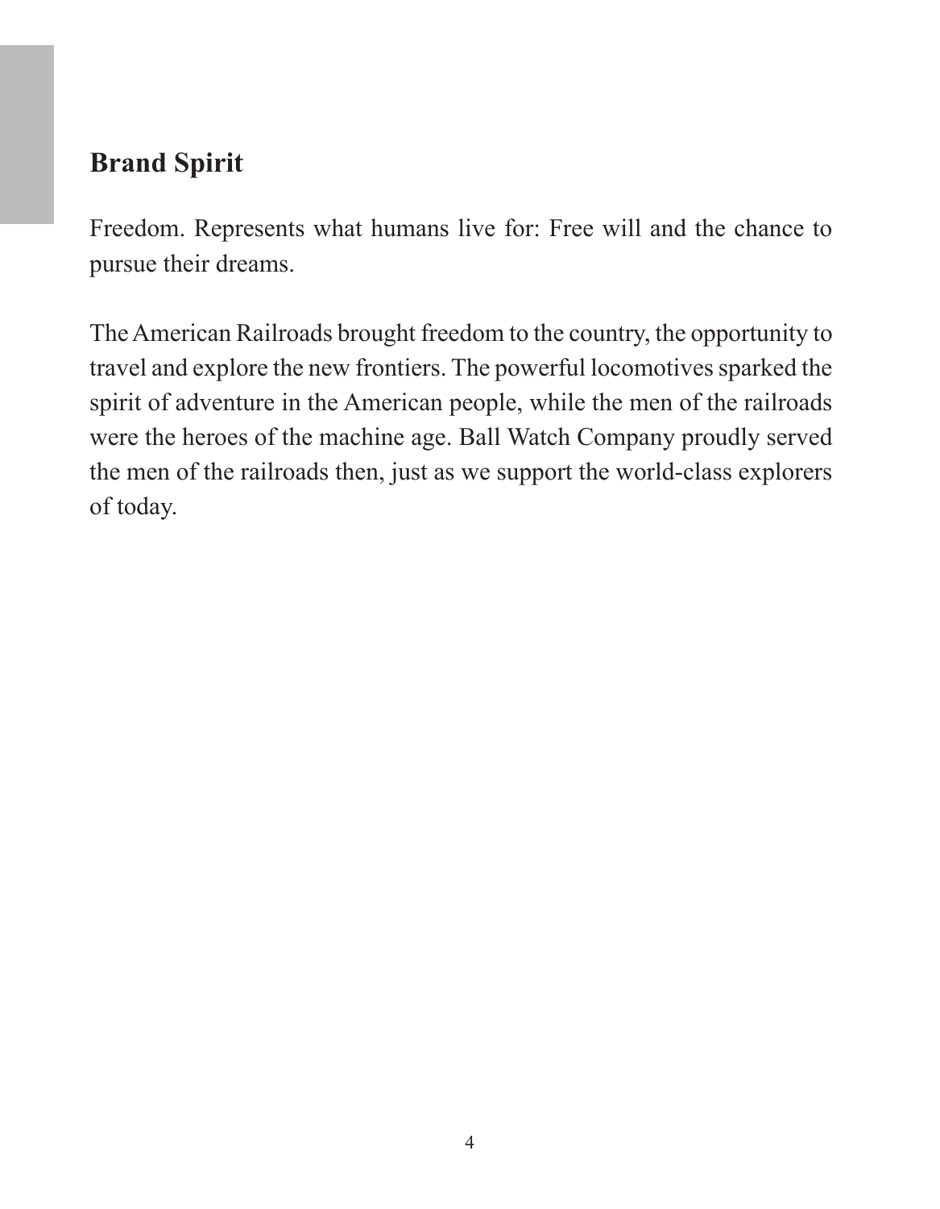## Brand Spirit

Freedom. Represents what humans live for: Free will and the chance to pursue their dreams.

The American Railroads brought freedom to the country, the opportunity to travel and explore the new frontiers. The powerful locomotives sparked the spirit of adventure in the American people, while the men of the railroads were the heroes of the machine age. Ball Watch Company proudly served the men of the railroads then, just as we support the world-class explorers of today.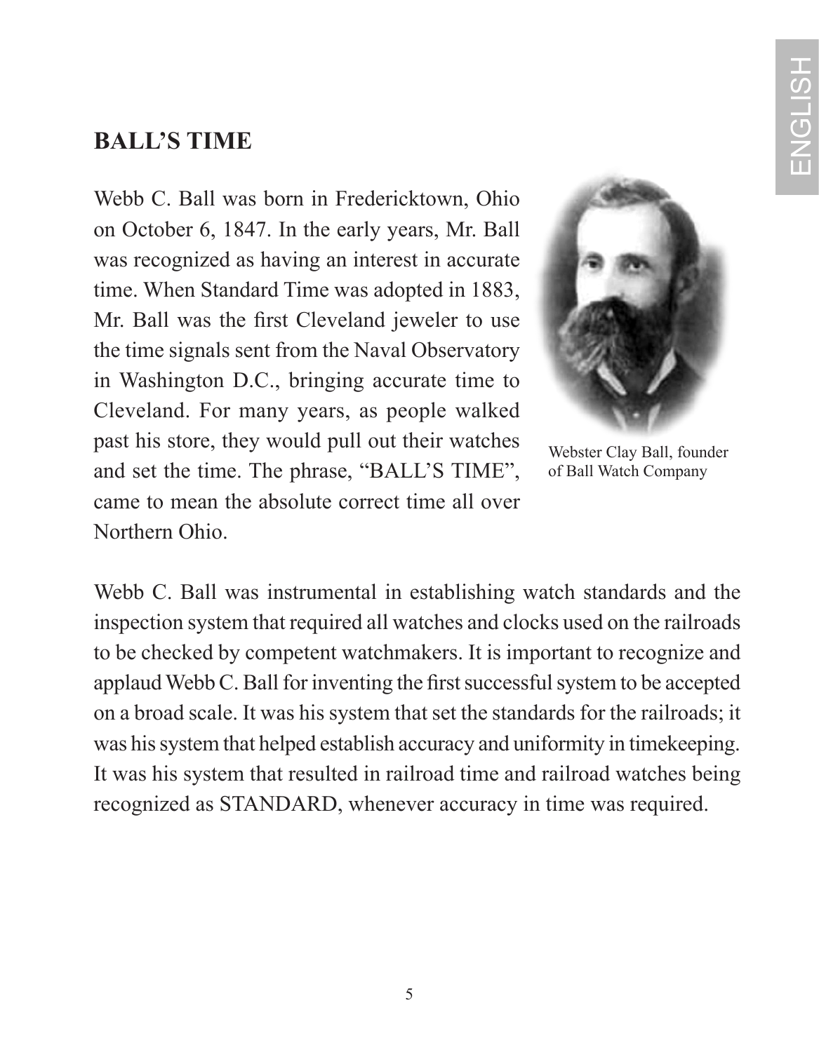## BALL'S TIME

Webb C. Ball was born in Fredericktown, Ohio on October 6, 1847. In the early years, Mr. Ball was recognized as having an interest in accurate time. When Standard Time was adopted in 1883, Mr. Ball was the first Cleveland jeweler to use the time signals sent from the Naval Observatory in Washington D.C., bringing accurate time to Cleveland. For many years, as people walked past his store, they would pull out their watches and set the time. The phrase, "BALL'S TIME", came to mean the absolute correct time all over Northern Ohio.

Webster Clay Ball, founder of Ball Watch Company

Webb C. Ball was instrumental in establishing watch standards and the inspection system that required all watches and clocks used on the railroads to be checked by competent watchmakers. It is important to recognize and applaud Webb C. Ball for inventing the first successful system to be accepted on a broad scale. It was his system that set the standards for the railroads; it was his system that helped establish accuracy and uniformity in timekeeping. It was his system that resulted in railroad time and railroad watches being recognized as STANDARD, whenever accuracy in time was required.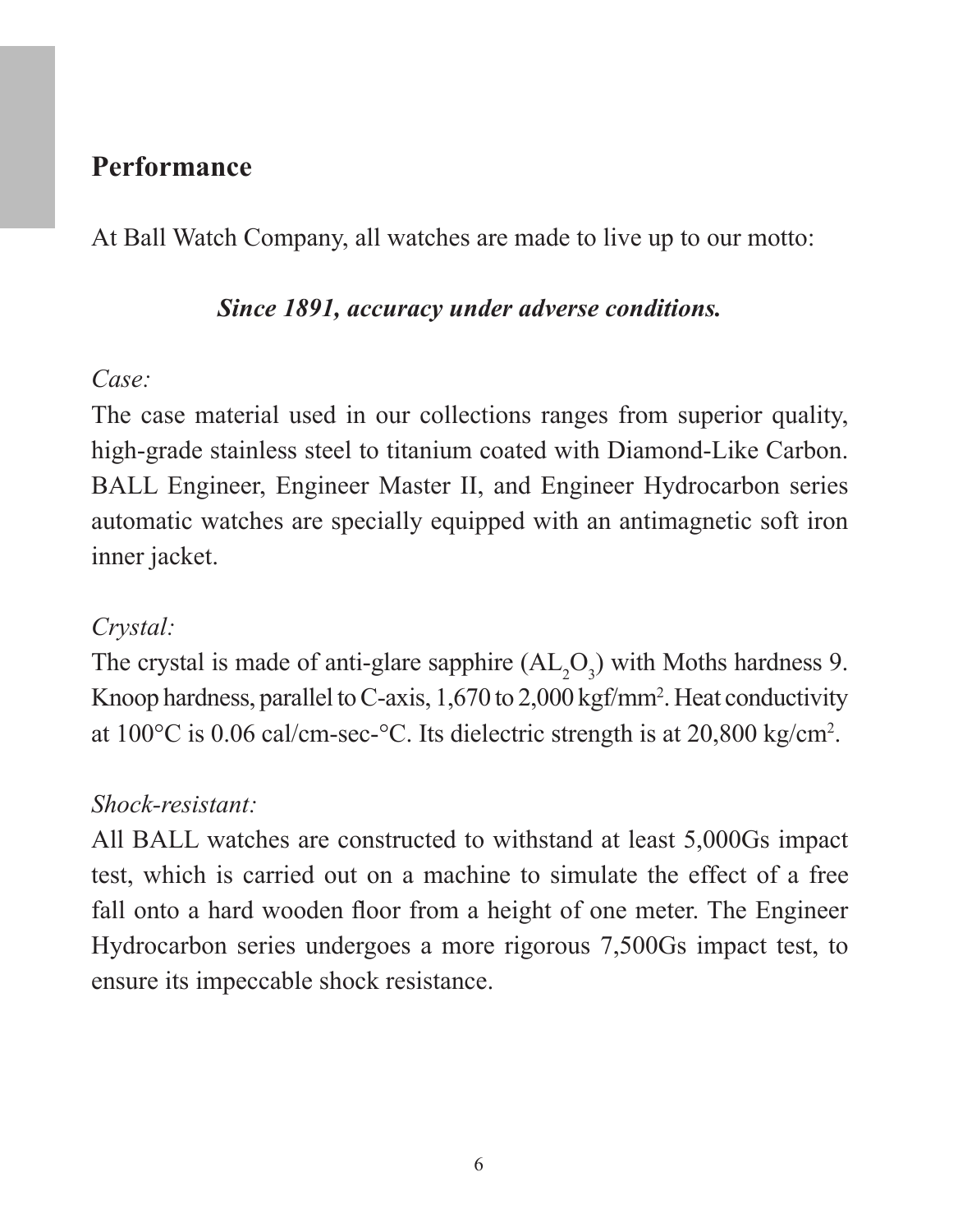## Performance

At Ball Watch Company, all watches are made to live up to our motto:

***Since 1891, accuracy under adverse conditions.***

*Case:*

The case material used in our collections ranges from superior quality, high-grade stainless steel to titanium coated with Diamond-Like Carbon. BALL Engineer, Engineer Master II, and Engineer Hydrocarbon series automatic watches are specially equipped with an antimagnetic soft iron inner jacket.

*Crystal:*

The crystal is made of anti-glare sapphire ($AL_2O_3$) with Moths hardness 9. Knoop hardness, parallel to C-axis, 1,670 to 2,000 kgf/mm$^2$. Heat conductivity at 100°C is 0.06 cal/cm-sec-°C. Its dielectric strength is at 20,800 kg/cm$^2$.

*Shock-resistant:*

All BALL watches are constructed to withstand at least 5,000Gs impact test, which is carried out on a machine to simulate the effect of a free fall onto a hard wooden floor from a height of one meter. The Engineer Hydrocarbon series undergoes a more rigorous 7,500Gs impact test, to ensure its impeccable shock resistance.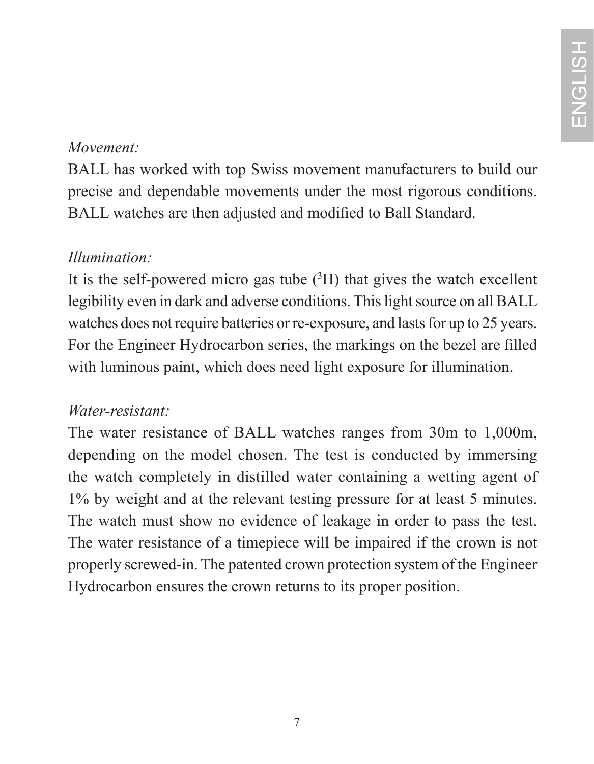*Movement:*

BALL has worked with top Swiss movement manufacturers to build our precise and dependable movements under the most rigorous conditions. BALL watches are then adjusted and modified to Ball Standard.

*Illumination:*

It is the self-powered micro gas tube ($^3H$) that gives the watch excellent legibility even in dark and adverse conditions. This light source on all BALL watches does not require batteries or re-exposure, and lasts for up to 25 years. For the Engineer Hydrocarbon series, the markings on the bezel are filled with luminous paint, which does need light exposure for illumination.

*Water-resistant:*

The water resistance of BALL watches ranges from 30m to 1,000m, depending on the model chosen. The test is conducted by immersing the watch completely in distilled water containing a wetting agent of 1% by weight and at the relevant testing pressure for at least 5 minutes. The watch must show no evidence of leakage in order to pass the test. The water resistance of a timepiece will be impaired if the crown is not properly screwed-in. The patented crown protection system of the Engineer Hydrocarbon ensures the crown returns to its proper position.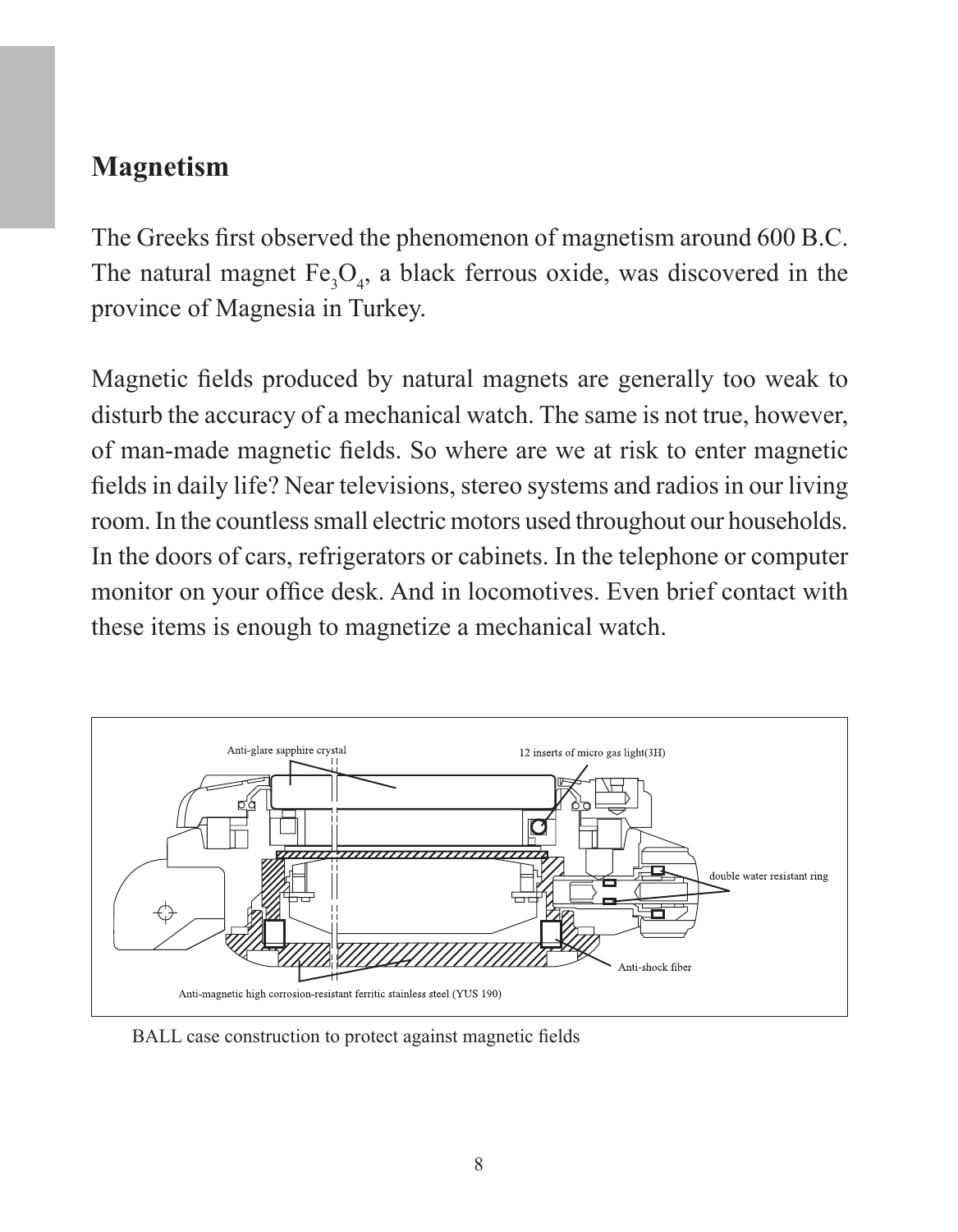## Magnetism

The Greeks first observed the phenomenon of magnetism around 600 B.C. The natural magnet $Fe_3O_4$, a black ferrous oxide, was discovered in the province of Magnesia in Turkey.

Magnetic fields produced by natural magnets are generally too weak to disturb the accuracy of a mechanical watch. The same is not true, however, of man-made magnetic fields. So where are we at risk to enter magnetic fields in daily life? Near televisions, stereo systems and radios in our living room. In the countless small electric motors used throughout our households. In the doors of cars, refrigerators or cabinets. In the telephone or computer monitor on your office desk. And in locomotives. Even brief contact with these items is enough to magnetize a mechanical watch.

Anti-glare sapphire crystal

12 inserts of micro gas light(3H)

double water resistant ring

Anti-shock fiber

Anti-magnetic high corrosion-resistant ferritic stainless steel (YUS 190)

BALL case construction to protect against magnetic fields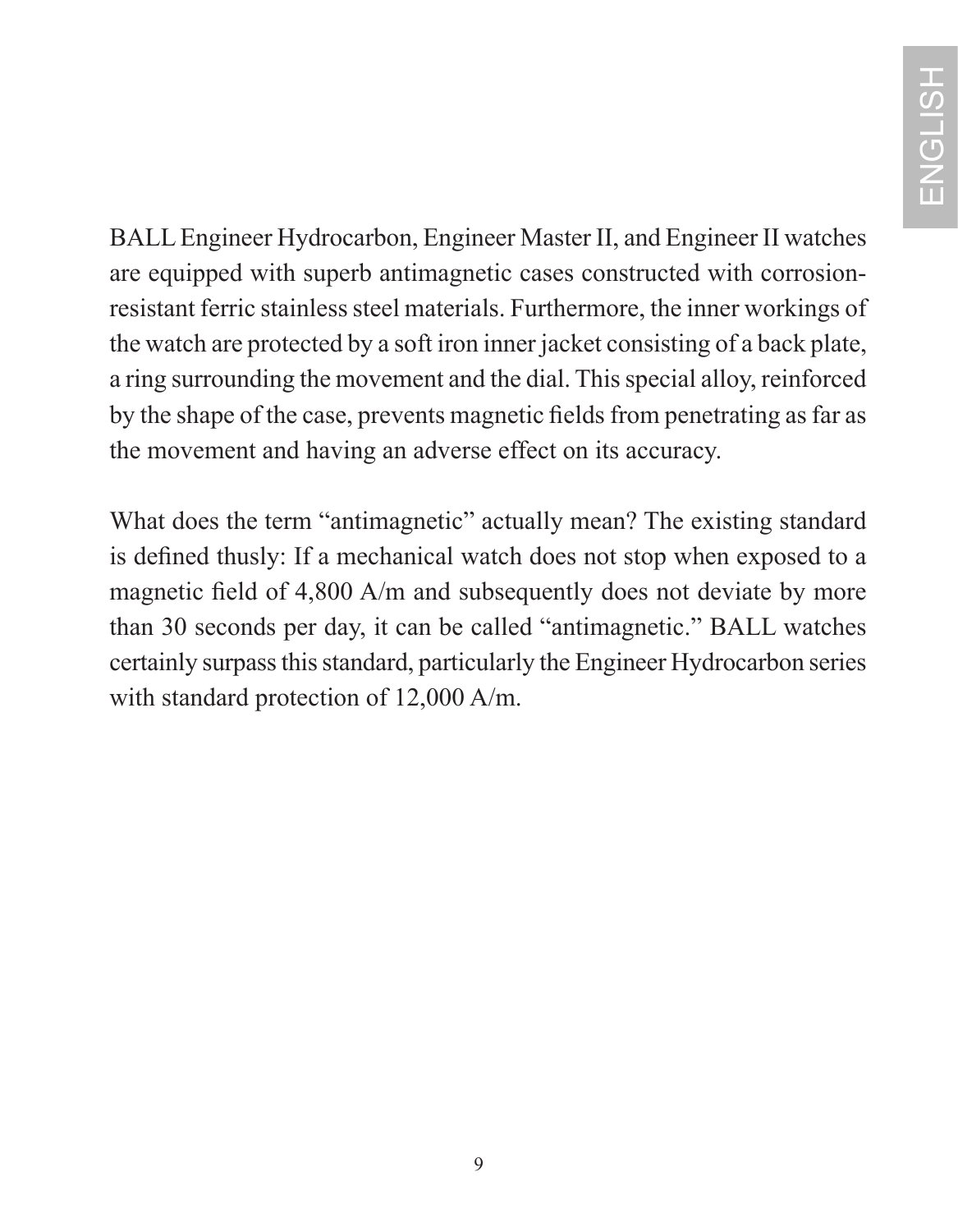BALL Engineer Hydrocarbon, Engineer Master II, and Engineer II watches are equipped with superb antimagnetic cases constructed with corrosion-resistant ferric stainless steel materials. Furthermore, the inner workings of the watch are protected by a soft iron inner jacket consisting of a back plate, a ring surrounding the movement and the dial. This special alloy, reinforced by the shape of the case, prevents magnetic fields from penetrating as far as the movement and having an adverse effect on its accuracy.

What does the term "antimagnetic" actually mean? The existing standard is defined thusly: If a mechanical watch does not stop when exposed to a magnetic field of 4,800 A/m and subsequently does not deviate by more than 30 seconds per day, it can be called "antimagnetic." BALL watches certainly surpass this standard, particularly the Engineer Hydrocarbon series with standard protection of 12,000 A/m.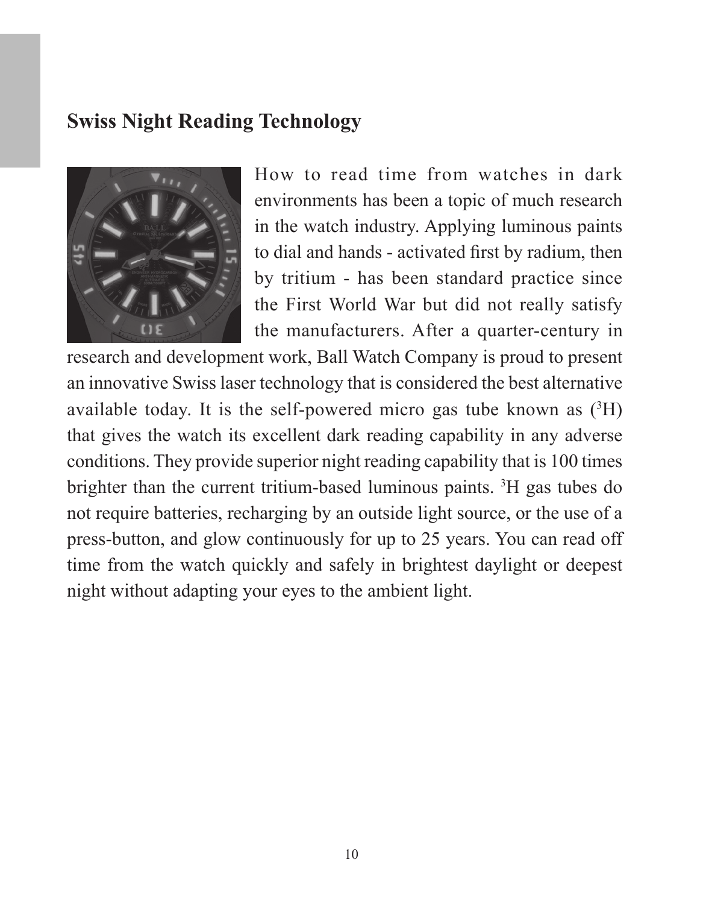## Swiss Night Reading Technology

How to read time from watches in dark environments has been a topic of much research in the watch industry. Applying luminous paints to dial and hands - activated first by radium, then by tritium - has been standard practice since the First World War but did not really satisfy the manufacturers. After a quarter-century in research and development work, Ball Watch Company is proud to present an innovative Swiss laser technology that is considered the best alternative available today. It is the self-powered micro gas tube known as ($^3H$) that gives the watch its excellent dark reading capability in any adverse conditions. They provide superior night reading capability that is 100 times brighter than the current tritium-based luminous paints. $^3H$ gas tubes do not require batteries, recharging by an outside light source, or the use of a press-button, and glow continuously for up to 25 years. You can read off time from the watch quickly and safely in brightest daylight or deepest night without adapting your eyes to the ambient light.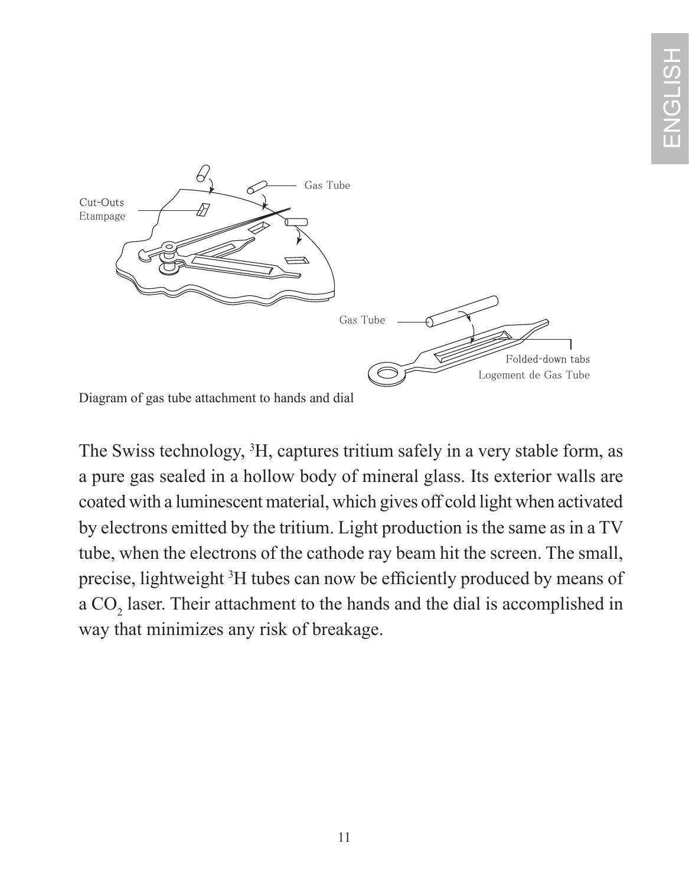Gas Tube

Cut-Outs
Etampage

Gas Tube

Folded-down tabs
Logement de Gas Tube

Diagram of gas tube attachment to hands and dial

The Swiss technology, $^3$H, captures tritium safely in a very stable form, as a pure gas sealed in a hollow body of mineral glass. Its exterior walls are coated with a luminescent material, which gives off cold light when activated by electrons emitted by the tritium. Light production is the same as in a TV tube, when the electrons of the cathode ray beam hit the screen. The small, precise, lightweight $^3$H tubes can now be efficiently produced by means of a $CO_2$ laser. Their attachment to the hands and the dial is accomplished in way that minimizes any risk of breakage.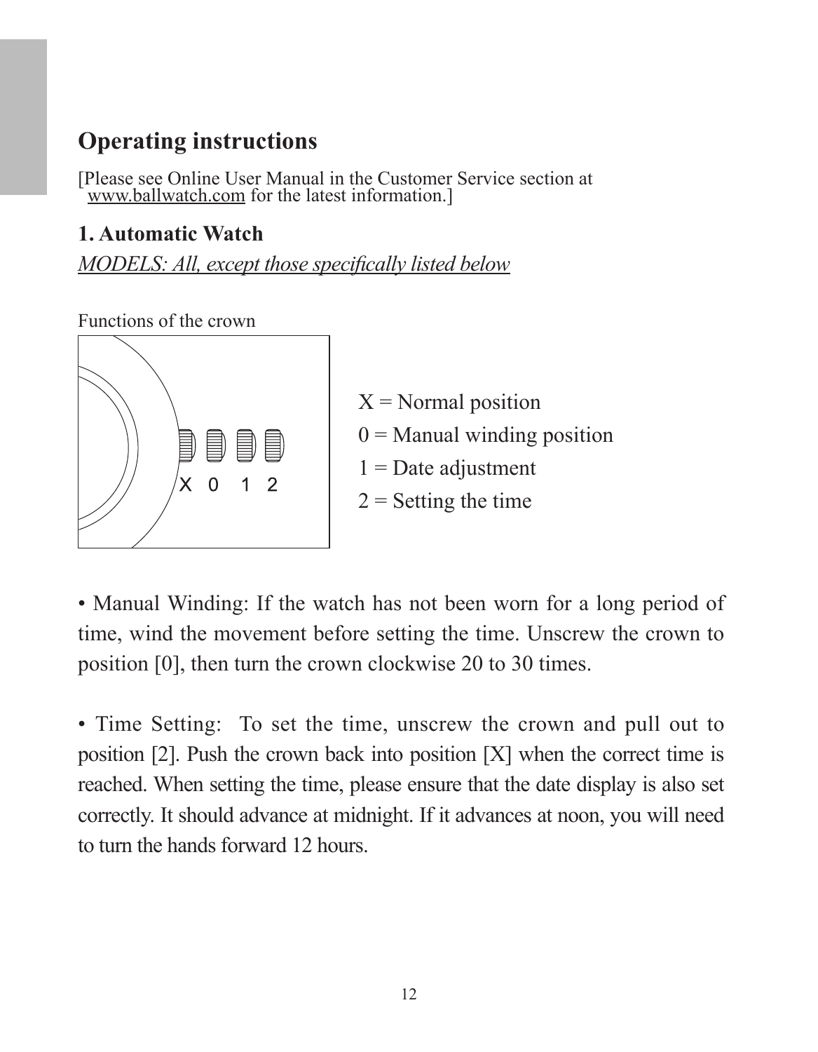# Operating instructions

[Please see Online User Manual in the Customer Service section at www.ballwatch.com for the latest information.]

## 1. Automatic Watch

*MODELS: All, except those specifically listed below*

Functions of the crown

X 0 1 2

X = Normal position

0 = Manual winding position

1 = Date adjustment

2 = Setting the time

• Manual Winding: If the watch has not been worn for a long period of time, wind the movement before setting the time. Unscrew the crown to position [0], then turn the crown clockwise 20 to 30 times.

• Time Setting: To set the time, unscrew the crown and pull out to position [2]. Push the crown back into position [X] when the correct time is reached. When setting the time, please ensure that the date display is also set correctly. It should advance at midnight. If it advances at noon, you will need to turn the hands forward 12 hours.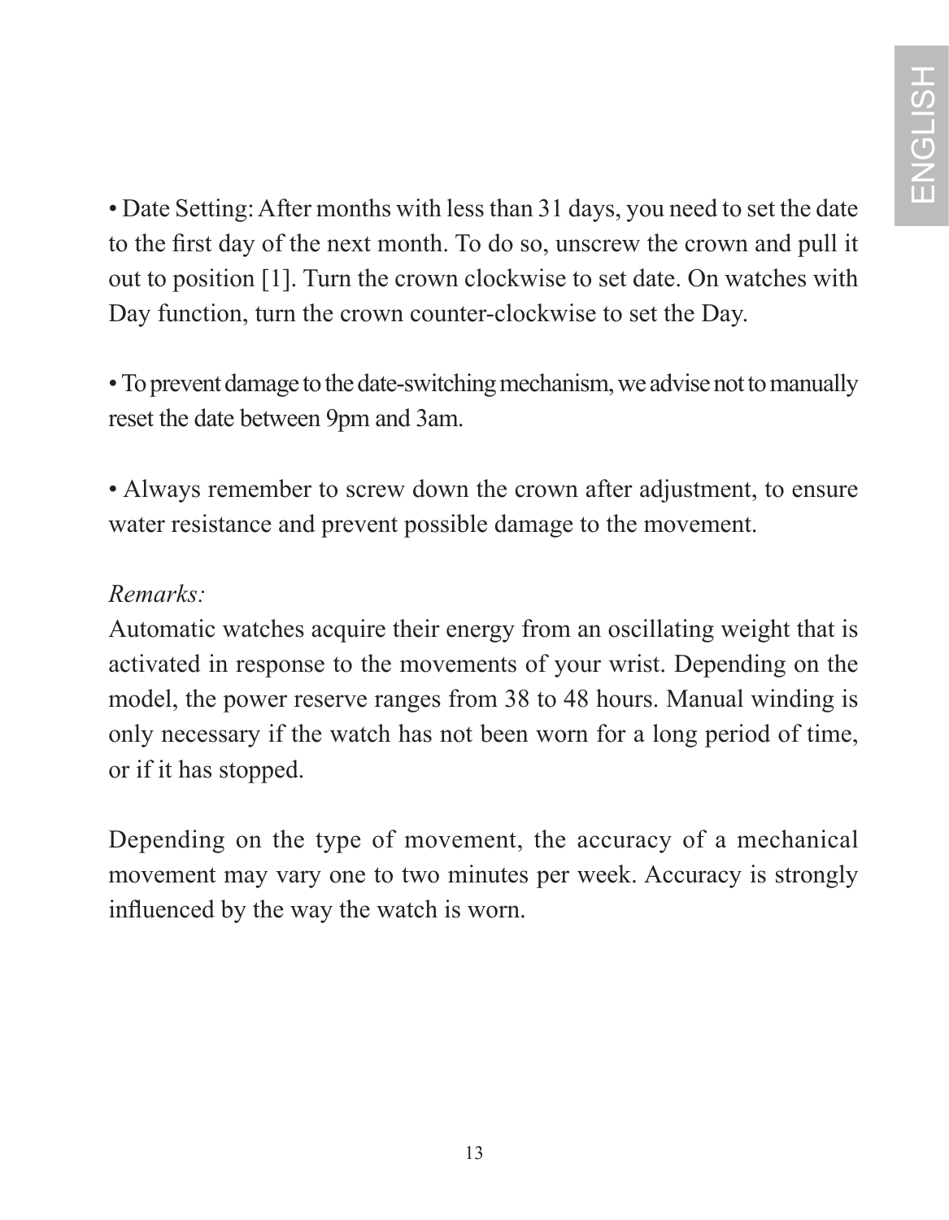• Date Setting: After months with less than 31 days, you need to set the date to the first day of the next month. To do so, unscrew the crown and pull it out to position [1]. Turn the crown clockwise to set date. On watches with Day function, turn the crown counter-clockwise to set the Day.

• To prevent damage to the date-switching mechanism, we advise not to manually reset the date between 9pm and 3am.

• Always remember to screw down the crown after adjustment, to ensure water resistance and prevent possible damage to the movement.

*Remarks:*

Automatic watches acquire their energy from an oscillating weight that is activated in response to the movements of your wrist. Depending on the model, the power reserve ranges from 38 to 48 hours. Manual winding is only necessary if the watch has not been worn for a long period of time, or if it has stopped.

Depending on the type of movement, the accuracy of a mechanical movement may vary one to two minutes per week. Accuracy is strongly influenced by the way the watch is worn.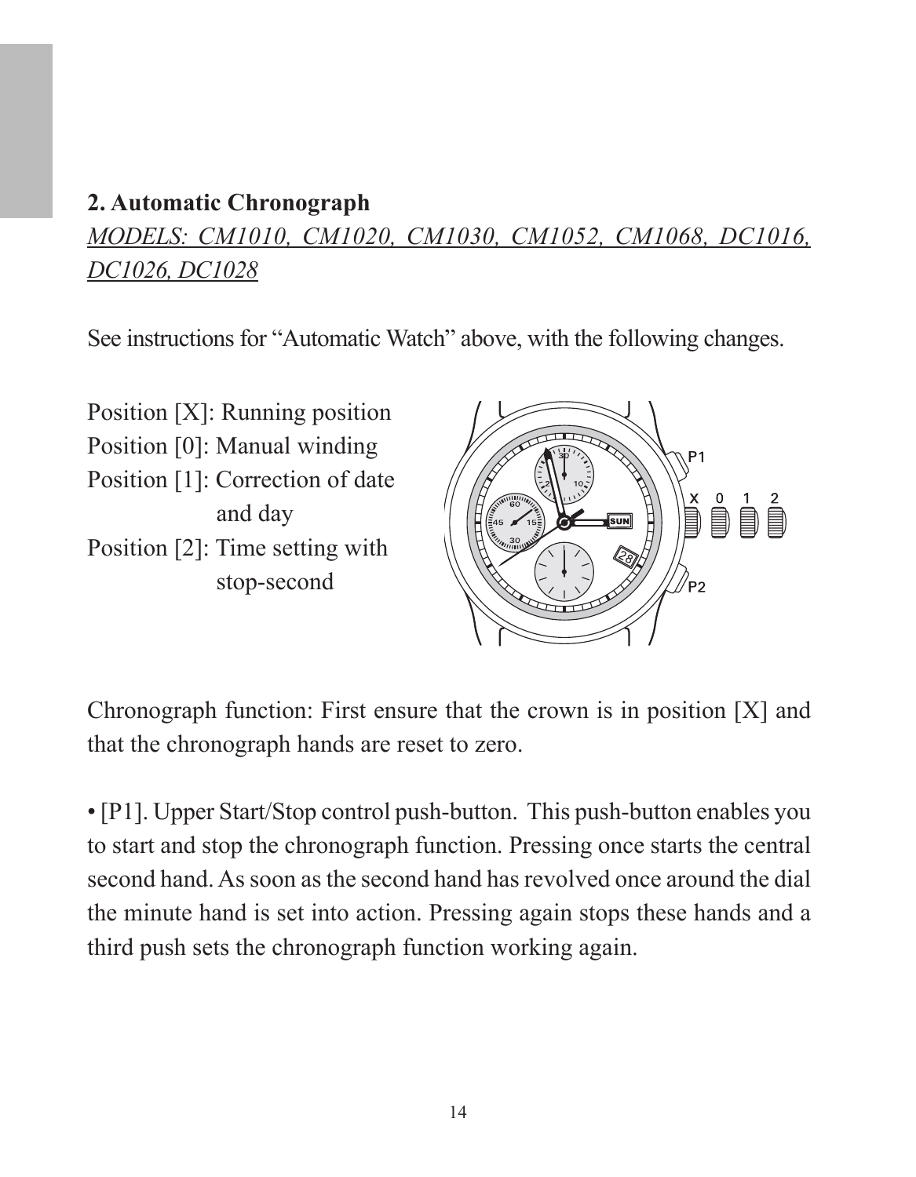## 2. Automatic Chronograph

*MODELS: CM1010, CM1020, CM1030, CM1052, CM1068, DC1016, DC1026, DC1028*

See instructions for "Automatic Watch" above, with the following changes.

Position [X]: Running position
Position [0]: Manual winding
Position [1]: Correction of date and day
Position [2]: Time setting with stop-second

Chronograph function: First ensure that the crown is in position [X] and that the chronograph hands are reset to zero.

• [P1]. Upper Start/Stop control push-button. This push-button enables you to start and stop the chronograph function. Pressing once starts the central second hand. As soon as the second hand has revolved once around the dial the minute hand is set into action. Pressing again stops these hands and a third push sets the chronograph function working again.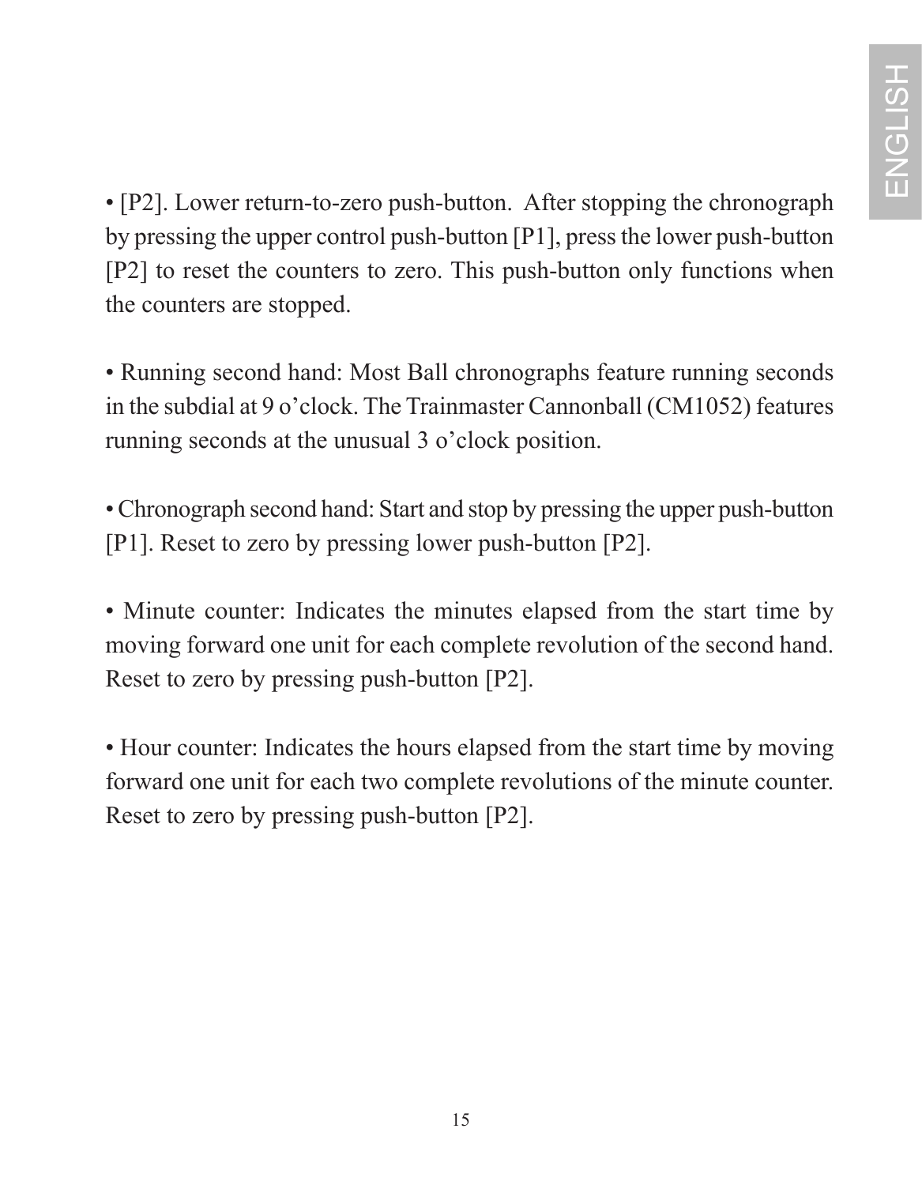• [P2]. Lower return-to-zero push-button. After stopping the chronograph by pressing the upper control push-button [P1], press the lower push-button [P2] to reset the counters to zero. This push-button only functions when the counters are stopped.

• Running second hand: Most Ball chronographs feature running seconds in the subdial at 9 o'clock. The Trainmaster Cannonball (CM1052) features running seconds at the unusual 3 o'clock position.

• Chronograph second hand: Start and stop by pressing the upper push-button [P1]. Reset to zero by pressing lower push-button [P2].

• Minute counter: Indicates the minutes elapsed from the start time by moving forward one unit for each complete revolution of the second hand. Reset to zero by pressing push-button [P2].

• Hour counter: Indicates the hours elapsed from the start time by moving forward one unit for each two complete revolutions of the minute counter. Reset to zero by pressing push-button [P2].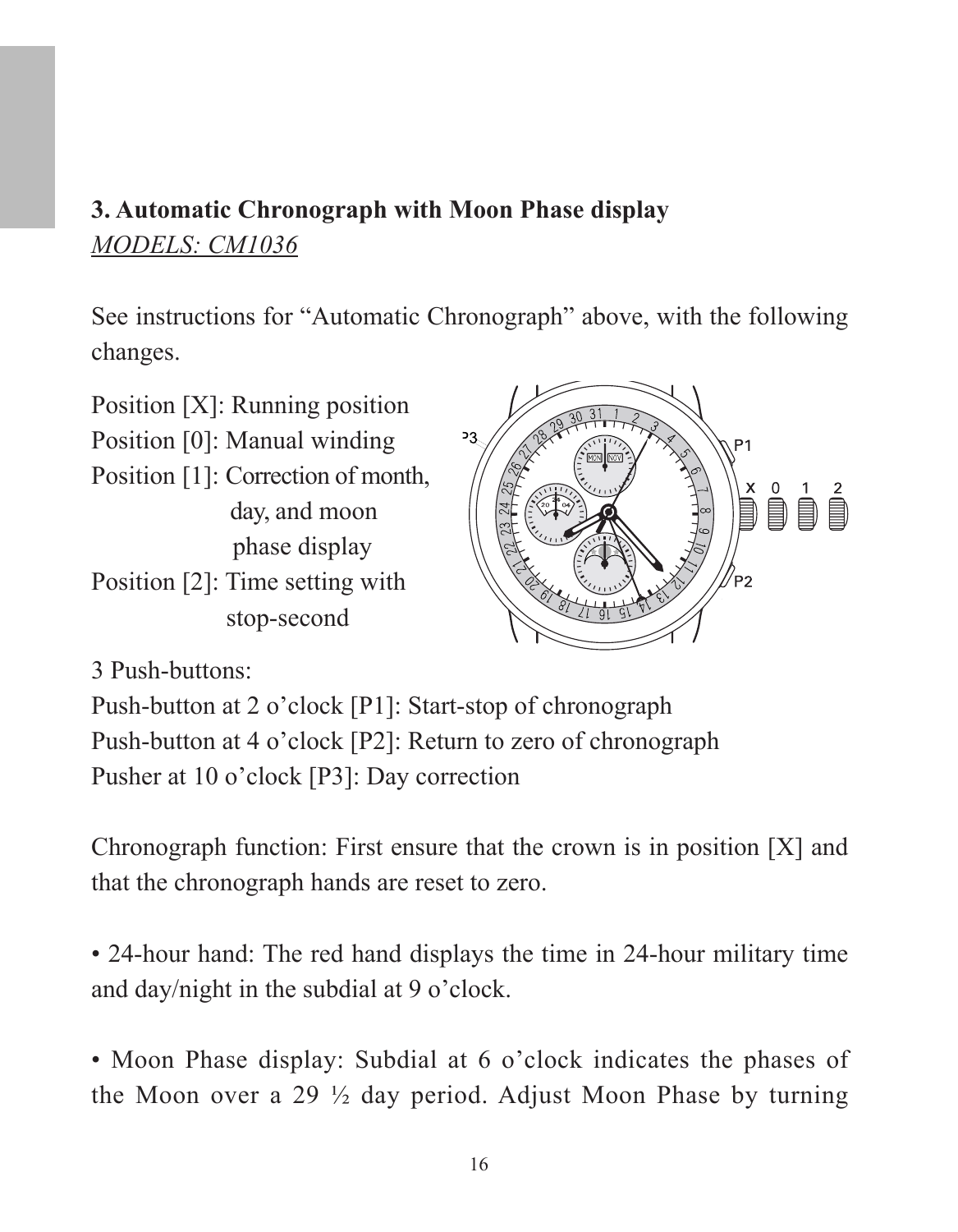## 3. Automatic Chronograph with Moon Phase display

*MODELS: CM1036*

See instructions for "Automatic Chronograph" above, with the following changes.

Position [X]: Running position
Position [0]: Manual winding
Position [1]: Correction of month, day, and moon phase display
Position [2]: Time setting with stop-second

3 Push-buttons:
Push-button at 2 o'clock [P1]: Start-stop of chronograph
Push-button at 4 o'clock [P2]: Return to zero of chronograph
Pusher at 10 o'clock [P3]: Day correction

Chronograph function: First ensure that the crown is in position [X] and that the chronograph hands are reset to zero.

• 24-hour hand: The red hand displays the time in 24-hour military time and day/night in the subdial at 9 o'clock.

• Moon Phase display: Subdial at 6 o'clock indicates the phases of the Moon over a 29 ½ day period. Adjust Moon Phase by turning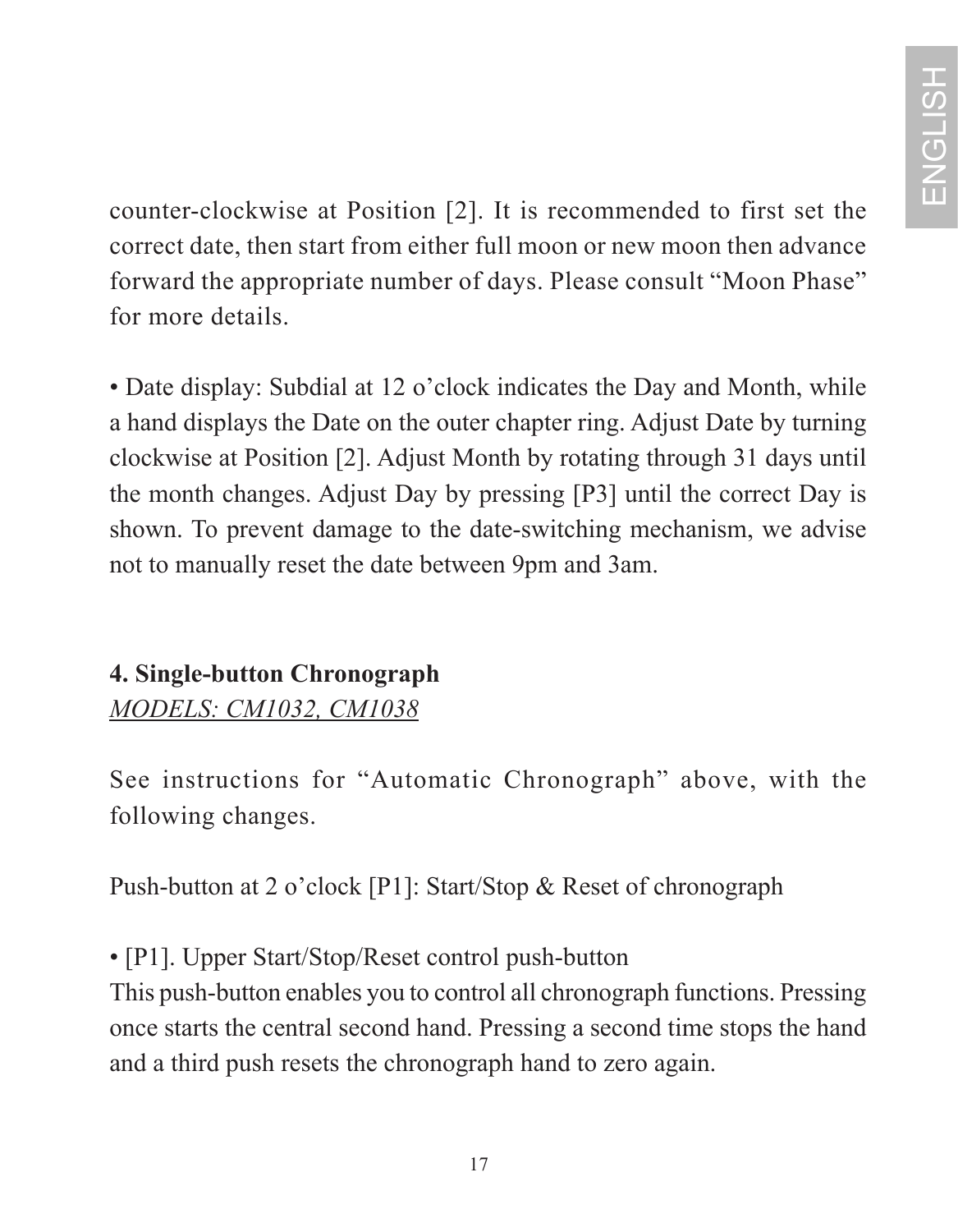counter-clockwise at Position [2]. It is recommended to first set the correct date, then start from either full moon or new moon then advance forward the appropriate number of days. Please consult "Moon Phase" for more details.

• Date display: Subdial at 12 o'clock indicates the Day and Month, while a hand displays the Date on the outer chapter ring. Adjust Date by turning clockwise at Position [2]. Adjust Month by rotating through 31 days until the month changes. Adjust Day by pressing [P3] until the correct Day is shown. To prevent damage to the date-switching mechanism, we advise not to manually reset the date between 9pm and 3am.

## 4. Single-button Chronograph

*MODELS: CM1032, CM1038*

See instructions for "Automatic Chronograph" above, with the following changes.

Push-button at 2 o'clock [P1]: Start/Stop & Reset of chronograph

• [P1]. Upper Start/Stop/Reset control push-button

This push-button enables you to control all chronograph functions. Pressing once starts the central second hand. Pressing a second time stops the hand and a third push resets the chronograph hand to zero again.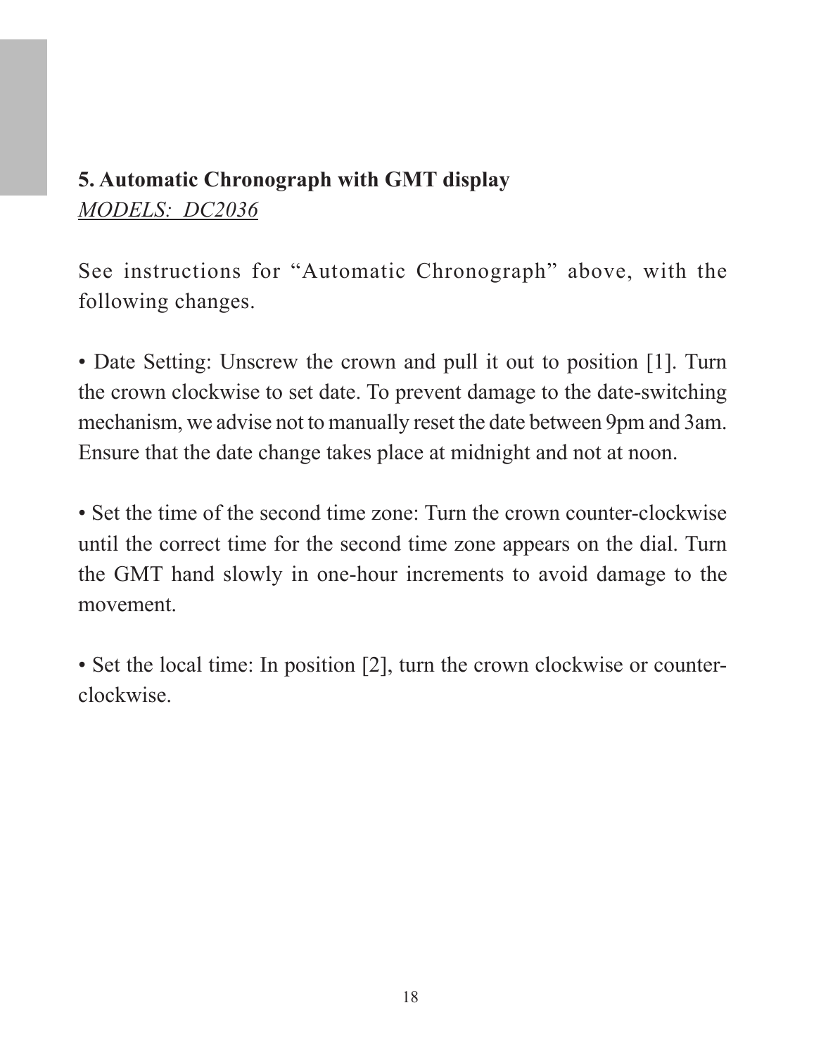## 5. Automatic Chronograph with GMT display

*MODELS: DC2036*

See instructions for “Automatic Chronograph” above, with the following changes.

• Date Setting: Unscrew the crown and pull it out to position [1]. Turn the crown clockwise to set date. To prevent damage to the date-switching mechanism, we advise not to manually reset the date between 9pm and 3am. Ensure that the date change takes place at midnight and not at noon.

• Set the time of the second time zone: Turn the crown counter-clockwise until the correct time for the second time zone appears on the dial. Turn the GMT hand slowly in one-hour increments to avoid damage to the movement.

• Set the local time: In position [2], turn the crown clockwise or counter-clockwise.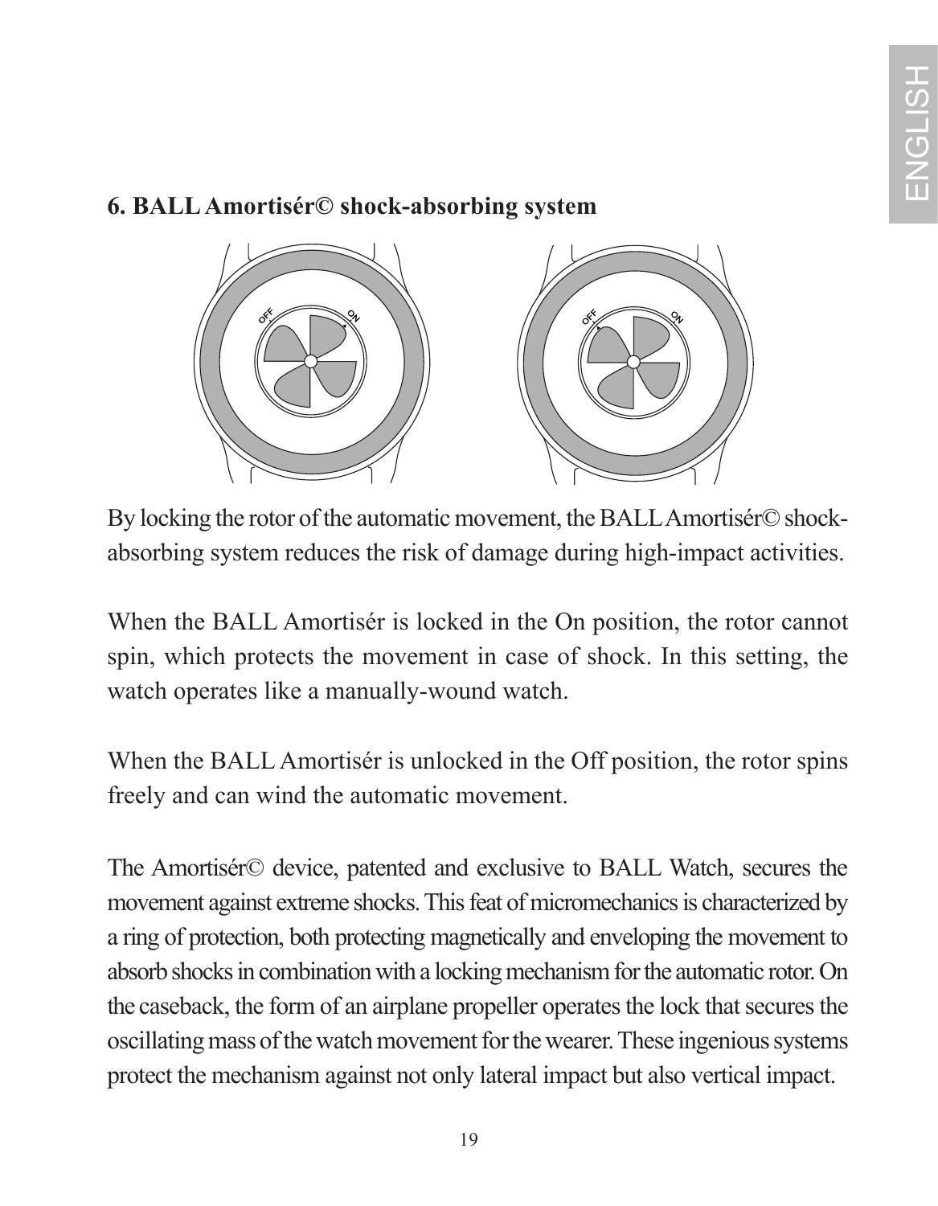## 6. BALL Amortisér© shock-absorbing system

By locking the rotor of the automatic movement, the BALL Amortisér© shock-absorbing system reduces the risk of damage during high-impact activities.

When the BALL Amortisér is locked in the On position, the rotor cannot spin, which protects the movement in case of shock. In this setting, the watch operates like a manually-wound watch.

When the BALL Amortisér is unlocked in the Off position, the rotor spins freely and can wind the automatic movement.

The Amortisér© device, patented and exclusive to BALL Watch, secures the movement against extreme shocks. This feat of micromechanics is characterized by a ring of protection, both protecting magnetically and enveloping the movement to absorb shocks in combination with a locking mechanism for the automatic rotor. On the caseback, the form of an airplane propeller operates the lock that secures the oscillating mass of the watch movement for the wearer. These ingenious systems protect the mechanism against not only lateral impact but also vertical impact.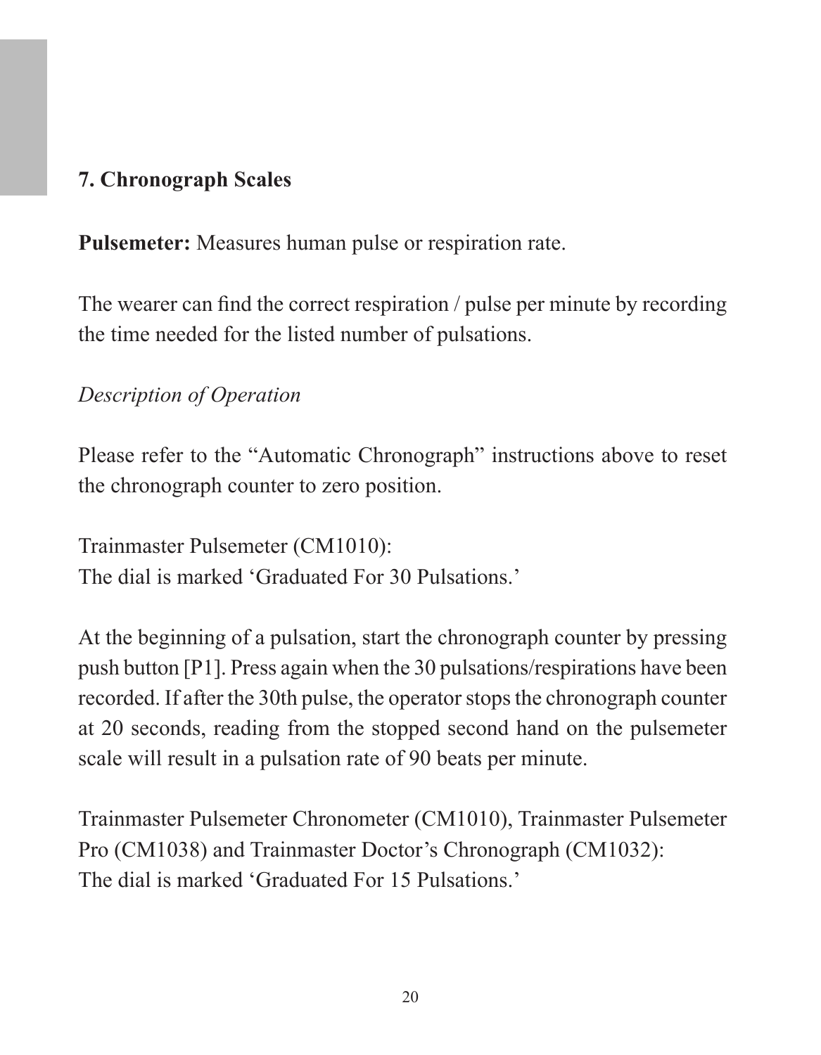## 7. Chronograph Scales

**Pulsemeter:** Measures human pulse or respiration rate.

The wearer can find the correct respiration / pulse per minute by recording the time needed for the listed number of pulsations.

*Description of Operation*

Please refer to the "Automatic Chronograph" instructions above to reset the chronograph counter to zero position.

Trainmaster Pulsemeter (CM1010):
The dial is marked 'Graduated For 30 Pulsations.'

At the beginning of a pulsation, start the chronograph counter by pressing push button [P1]. Press again when the 30 pulsations/respirations have been recorded. If after the 30th pulse, the operator stops the chronograph counter at 20 seconds, reading from the stopped second hand on the pulsemeter scale will result in a pulsation rate of 90 beats per minute.

Trainmaster Pulsemeter Chronometer (CM1010), Trainmaster Pulsemeter Pro (CM1038) and Trainmaster Doctor's Chronograph (CM1032):
The dial is marked 'Graduated For 15 Pulsations.'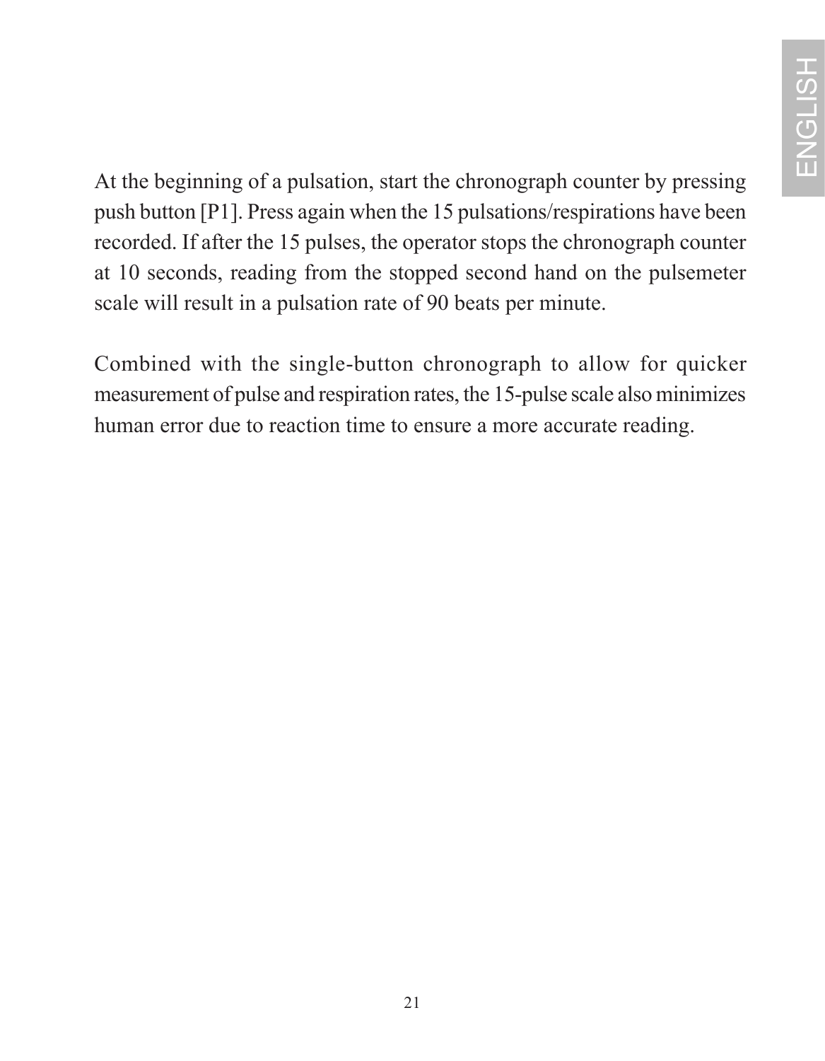At the beginning of a pulsation, start the chronograph counter by pressing push button [P1]. Press again when the 15 pulsations/respirations have been recorded. If after the 15 pulses, the operator stops the chronograph counter at 10 seconds, reading from the stopped second hand on the pulsemeter scale will result in a pulsation rate of 90 beats per minute.

Combined with the single-button chronograph to allow for quicker measurement of pulse and respiration rates, the 15-pulse scale also minimizes human error due to reaction time to ensure a more accurate reading.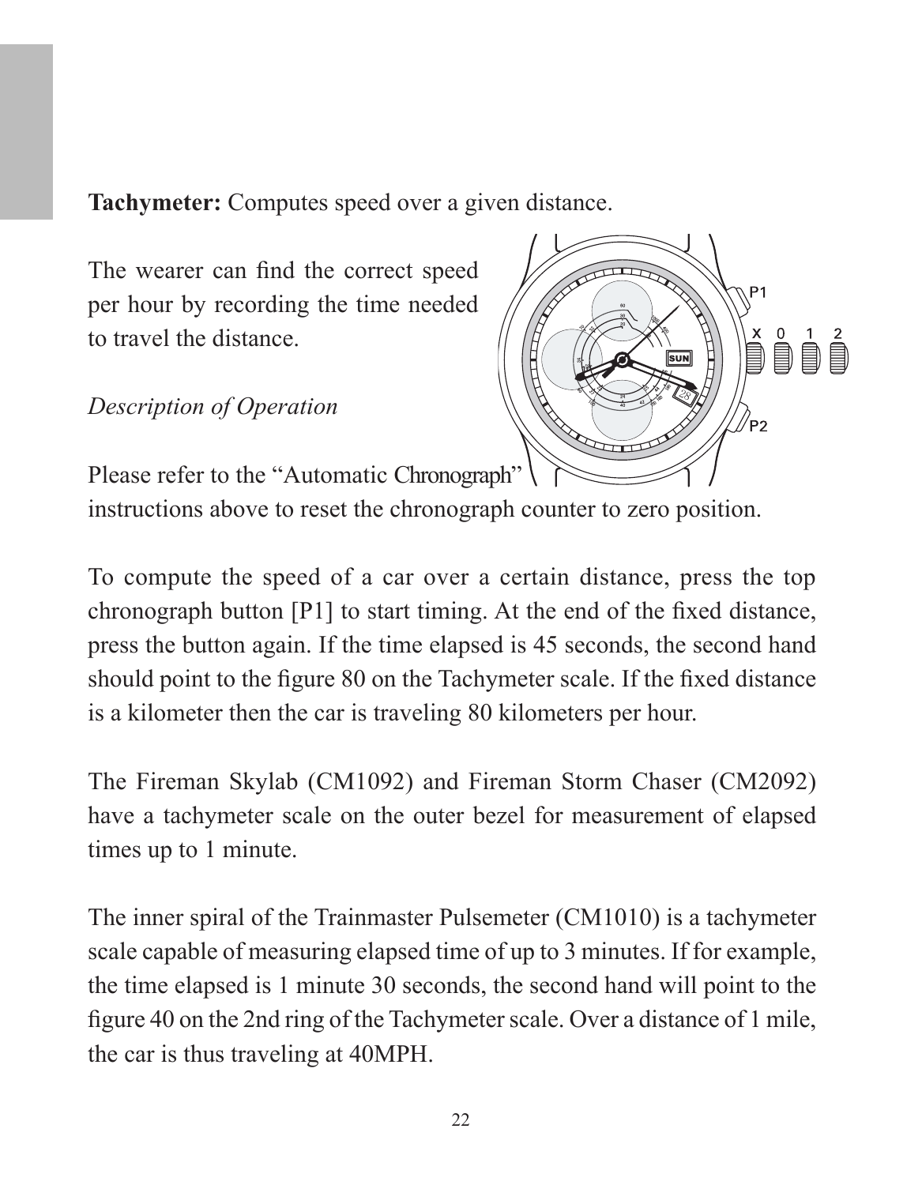**Tachymeter:** Computes speed over a given distance.

The wearer can find the correct speed per hour by recording the time needed to travel the distance.

*Description of Operation*

Please refer to the "Automatic Chronograph" instructions above to reset the chronograph counter to zero position.

To compute the speed of a car over a certain distance, press the top chronograph button [P1] to start timing. At the end of the fixed distance, press the button again. If the time elapsed is 45 seconds, the second hand should point to the figure 80 on the Tachymeter scale. If the fixed distance is a kilometer then the car is traveling 80 kilometers per hour.

The Fireman Skylab (CM1092) and Fireman Storm Chaser (CM2092) have a tachymeter scale on the outer bezel for measurement of elapsed times up to 1 minute.

The inner spiral of the Trainmaster Pulsemeter (CM1010) is a tachymeter scale capable of measuring elapsed time of up to 3 minutes. If for example, the time elapsed is 1 minute 30 seconds, the second hand will point to the figure 40 on the 2nd ring of the Tachymeter scale. Over a distance of 1 mile, the car is thus traveling at 40MPH.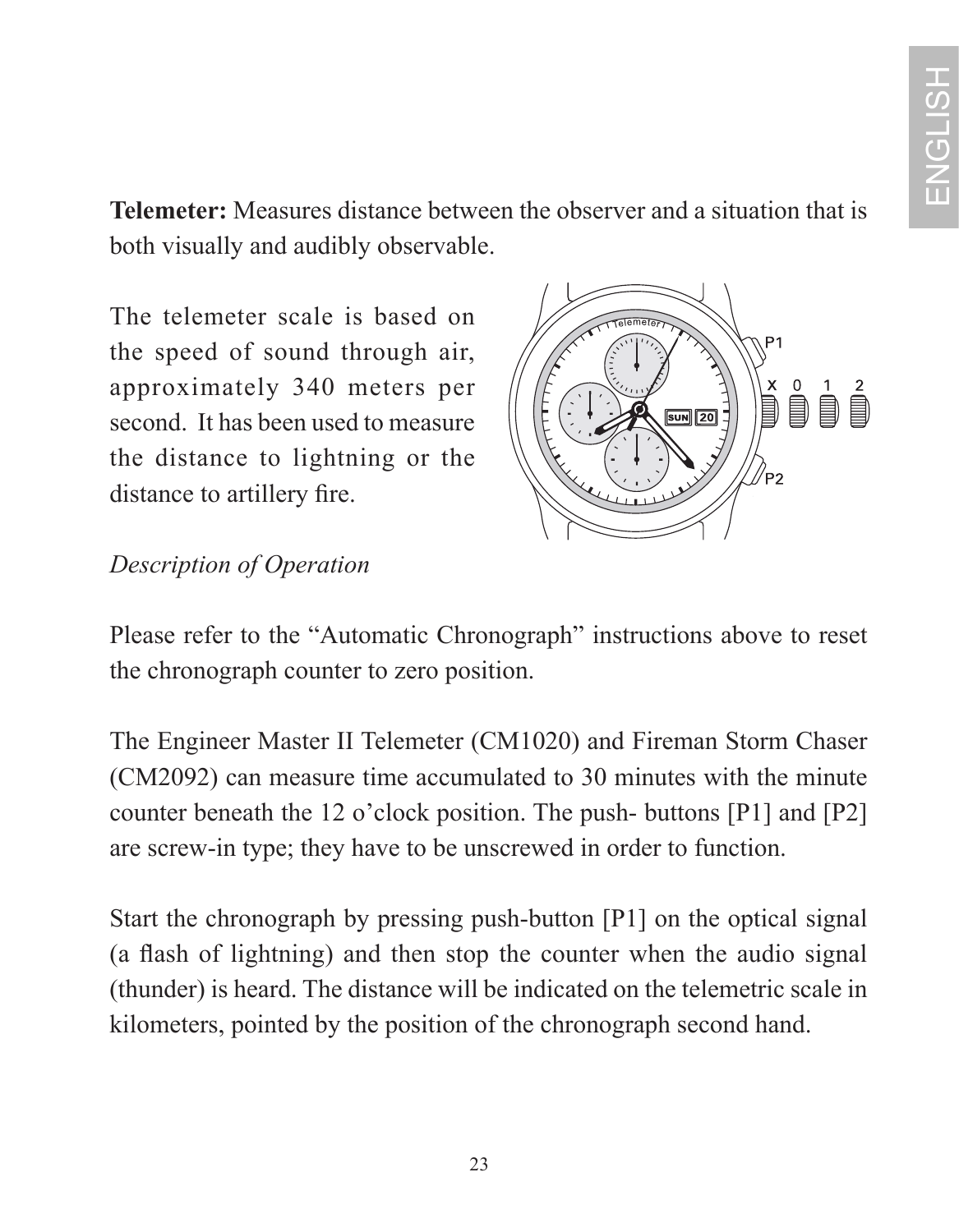**Telemeter:** Measures distance between the observer and a situation that is both visually and audibly observable.

The telemeter scale is based on the speed of sound through air, approximately 340 meters per second. It has been used to measure the distance to lightning or the distance to artillery fire.

*Description of Operation*

Please refer to the "Automatic Chronograph" instructions above to reset the chronograph counter to zero position.

The Engineer Master II Telemeter (CM1020) and Fireman Storm Chaser (CM2092) can measure time accumulated to 30 minutes with the minute counter beneath the 12 o'clock position. The push- buttons [P1] and [P2] are screw-in type; they have to be unscrewed in order to function.

Start the chronograph by pressing push-button [P1] on the optical signal (a flash of lightning) and then stop the counter when the audio signal (thunder) is heard. The distance will be indicated on the telemetric scale in kilometers, pointed by the position of the chronograph second hand.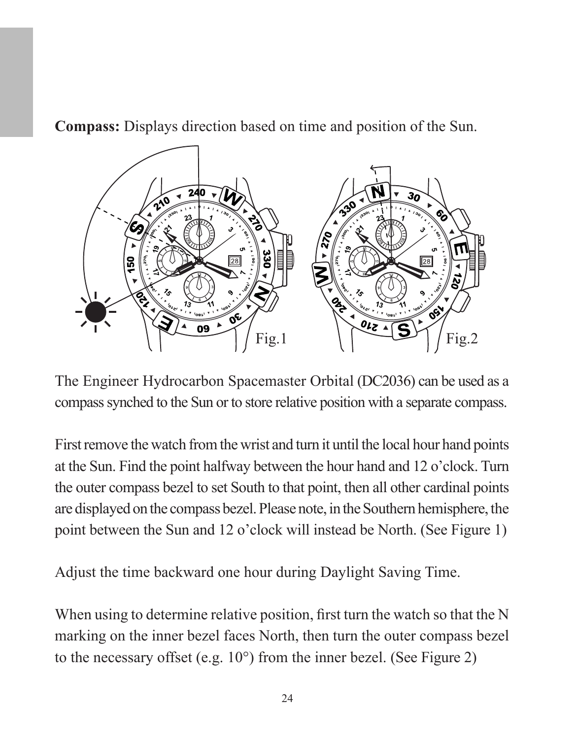**Compass:** Displays direction based on time and position of the Sun.

Fig.1

Fig.2

The Engineer Hydrocarbon Spacemaster Orbital (DC2036) can be used as a compass synched to the Sun or to store relative position with a separate compass.

First remove the watch from the wrist and turn it until the local hour hand points at the Sun. Find the point halfway between the hour hand and 12 o'clock. Turn the outer compass bezel to set South to that point, then all other cardinal points are displayed on the compass bezel. Please note, in the Southern hemisphere, the point between the Sun and 12 o'clock will instead be North. (See Figure 1)

Adjust the time backward one hour during Daylight Saving Time.

When using to determine relative position, first turn the watch so that the N marking on the inner bezel faces North, then turn the outer compass bezel to the necessary offset (e.g. 10°) from the inner bezel. (See Figure 2)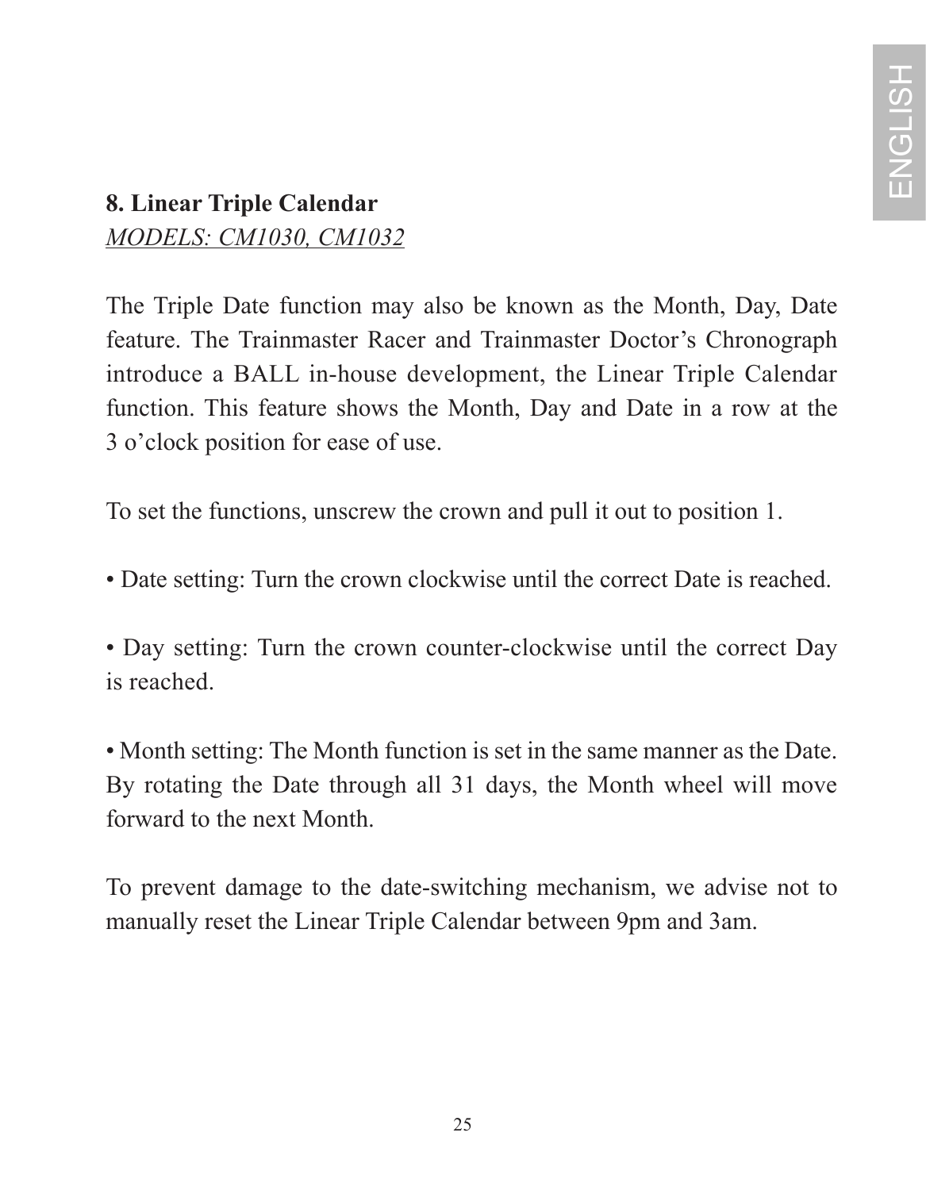## 8. Linear Triple Calendar

*MODELS: CM1030, CM1032*

The Triple Date function may also be known as the Month, Day, Date feature. The Trainmaster Racer and Trainmaster Doctor's Chronograph introduce a BALL in-house development, the Linear Triple Calendar function. This feature shows the Month, Day and Date in a row at the 3 o'clock position for ease of use.

To set the functions, unscrew the crown and pull it out to position 1.

- Date setting: Turn the crown clockwise until the correct Date is reached.

- Day setting: Turn the crown counter-clockwise until the correct Day is reached.

- Month setting: The Month function is set in the same manner as the Date. By rotating the Date through all 31 days, the Month wheel will move forward to the next Month.

To prevent damage to the date-switching mechanism, we advise not to manually reset the Linear Triple Calendar between 9pm and 3am.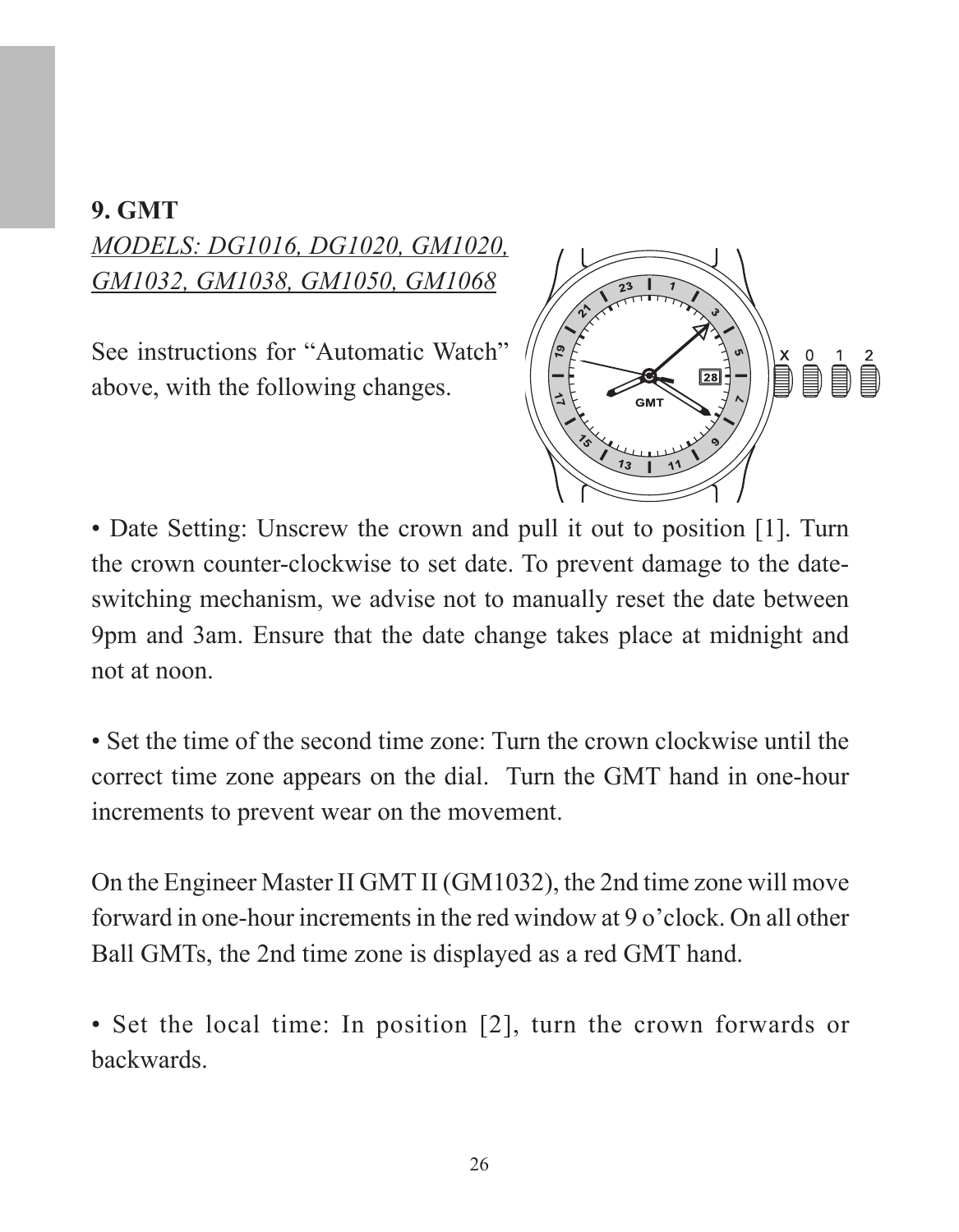## 9. GMT

*MODELS: DG1016, DG1020, GM1020, GM1032, GM1038, GM1050, GM1068*

See instructions for "Automatic Watch" above, with the following changes.

- Date Setting: Unscrew the crown and pull it out to position [1]. Turn the crown counter-clockwise to set date. To prevent damage to the date-switching mechanism, we advise not to manually reset the date between 9pm and 3am. Ensure that the date change takes place at midnight and not at noon.

- Set the time of the second time zone: Turn the crown clockwise until the correct time zone appears on the dial. Turn the GMT hand in one-hour increments to prevent wear on the movement.

On the Engineer Master II GMT II (GM1032), the 2nd time zone will move forward in one-hour increments in the red window at 9 o'clock. On all other Ball GMTs, the 2nd time zone is displayed as a red GMT hand.

- Set the local time: In position [2], turn the crown forwards or backwards.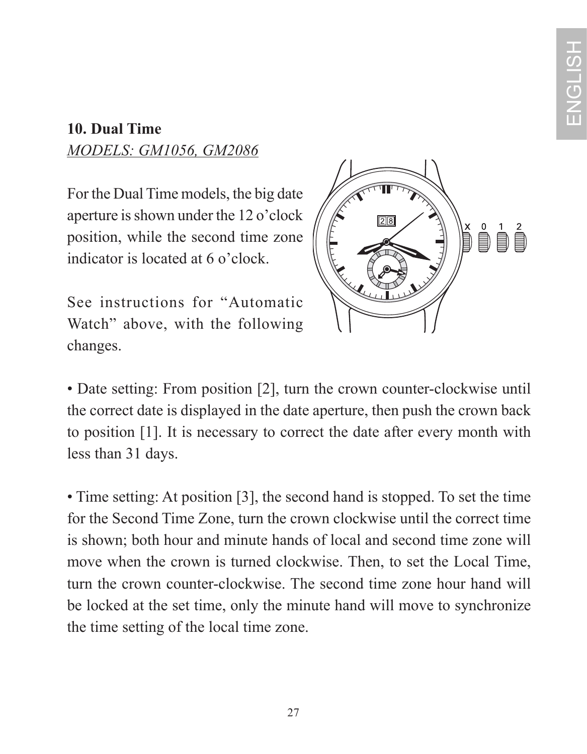## 10. Dual Time

*MODELS: GM1056, GM2086*

For the Dual Time models, the big date aperture is shown under the 12 o'clock position, while the second time zone indicator is located at 6 o'clock.

See instructions for "Automatic Watch" above, with the following changes.

• Date setting: From position [2], turn the crown counter-clockwise until the correct date is displayed in the date aperture, then push the crown back to position [1]. It is necessary to correct the date after every month with less than 31 days.

• Time setting: At position [3], the second hand is stopped. To set the time for the Second Time Zone, turn the crown clockwise until the correct time is shown; both hour and minute hands of local and second time zone will move when the crown is turned clockwise. Then, to set the Local Time, turn the crown counter-clockwise. The second time zone hour hand will be locked at the set time, only the minute hand will move to synchronize the time setting of the local time zone.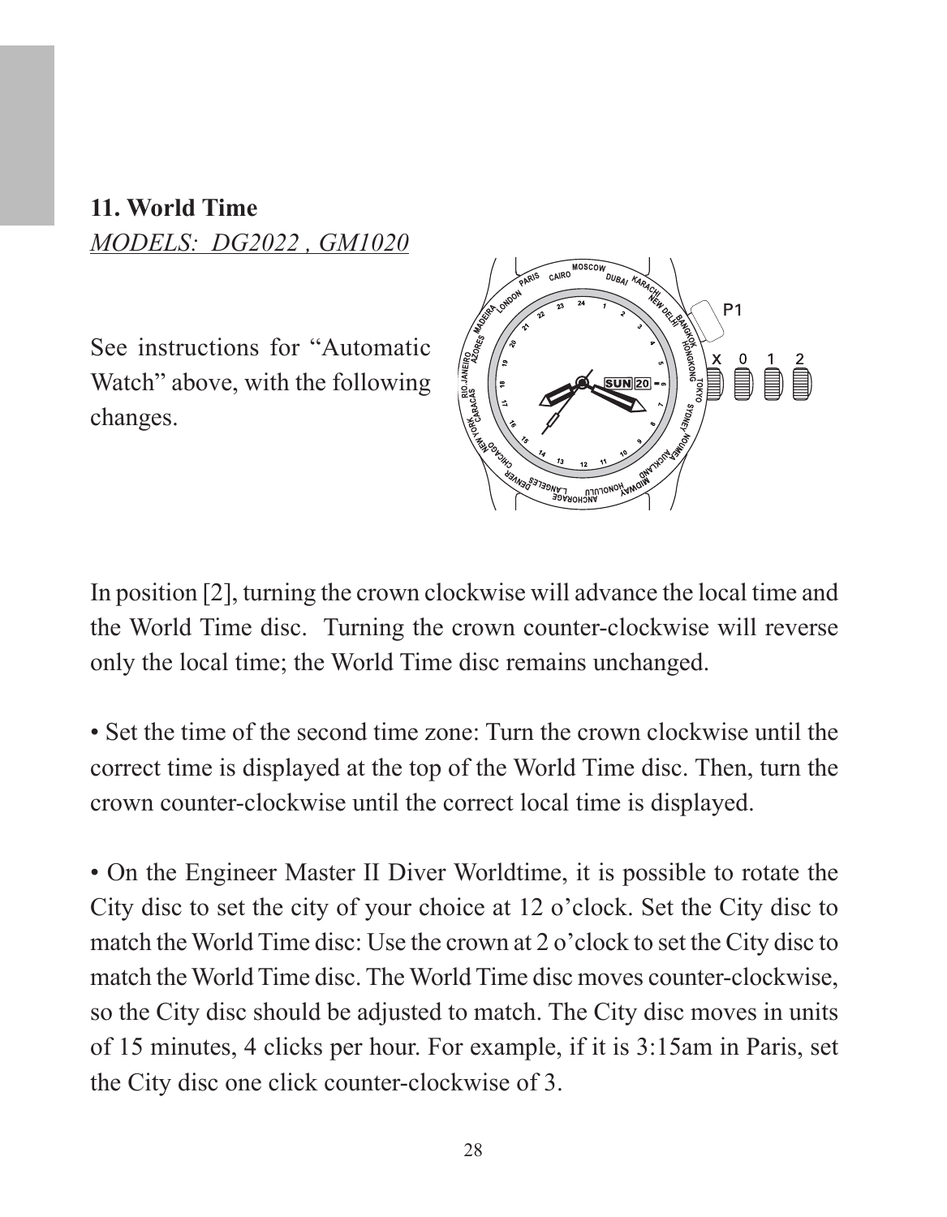## 11. World Time

*MODELS: DG2022 , GM1020*

See instructions for "Automatic Watch" above, with the following changes.

In position [2], turning the crown clockwise will advance the local time and the World Time disc. Turning the crown counter-clockwise will reverse only the local time; the World Time disc remains unchanged.

• Set the time of the second time zone: Turn the crown clockwise until the correct time is displayed at the top of the World Time disc. Then, turn the crown counter-clockwise until the correct local time is displayed.

• On the Engineer Master II Diver Worldtime, it is possible to rotate the City disc to set the city of your choice at 12 o'clock. Set the City disc to match the World Time disc: Use the crown at 2 o'clock to set the City disc to match the World Time disc. The World Time disc moves counter-clockwise, so the City disc should be adjusted to match. The City disc moves in units of 15 minutes, 4 clicks per hour. For example, if it is 3:15am in Paris, set the City disc one click counter-clockwise of 3.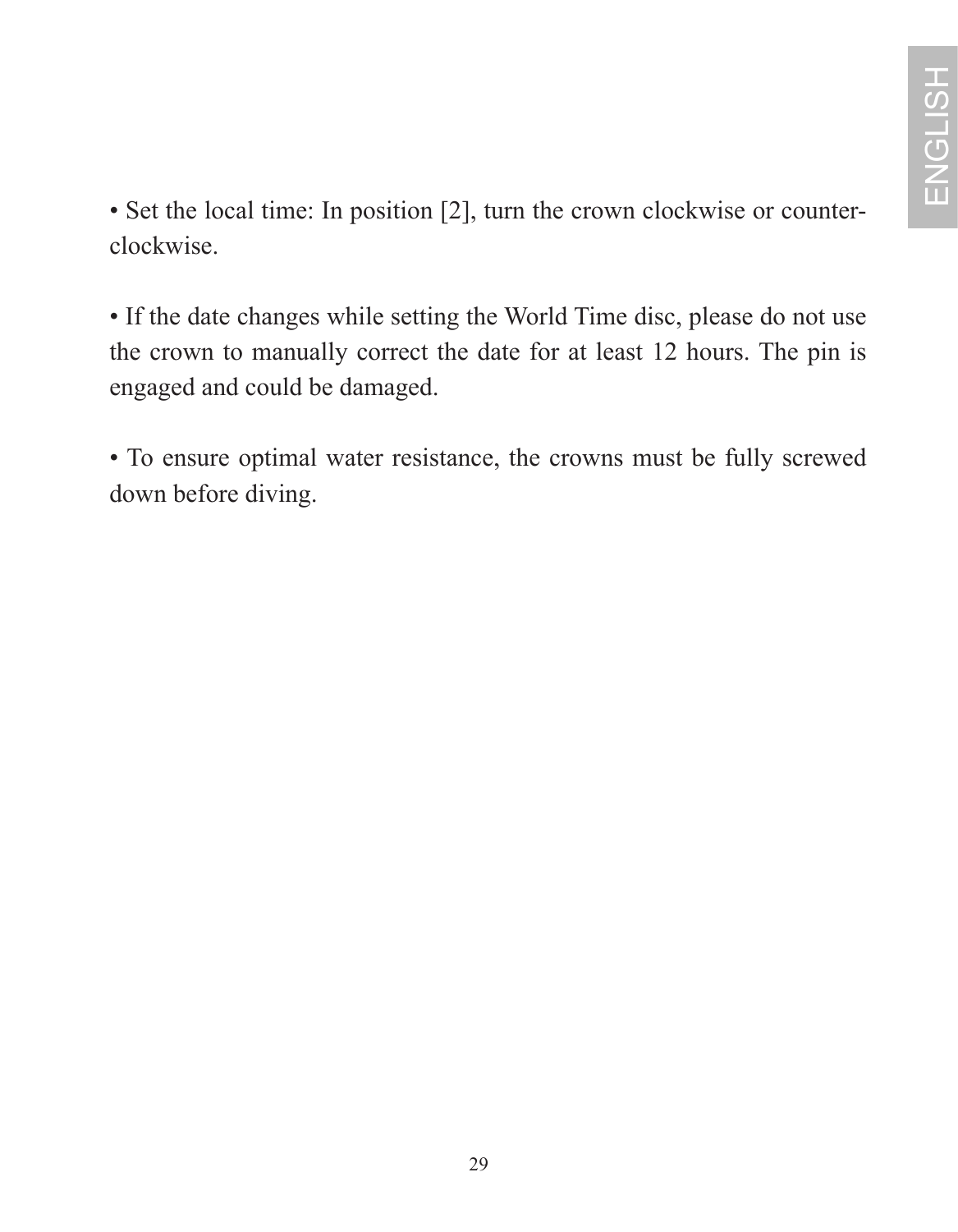• Set the local time: In position [2], turn the crown clockwise or counter-clockwise.

• If the date changes while setting the World Time disc, please do not use the crown to manually correct the date for at least 12 hours. The pin is engaged and could be damaged.

• To ensure optimal water resistance, the crowns must be fully screwed down before diving.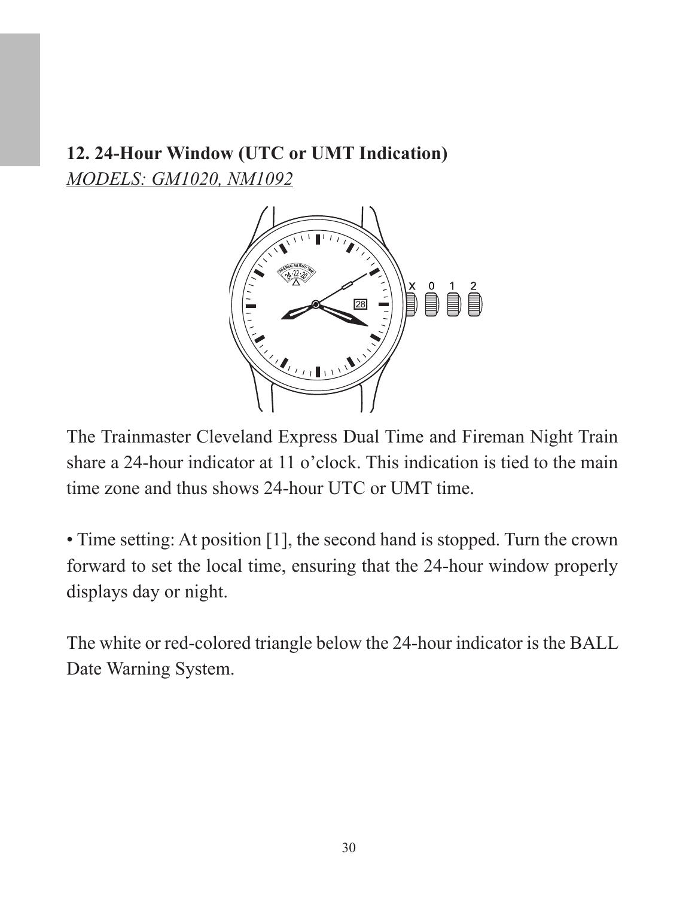## 12. 24-Hour Window (UTC or UMT Indication)

*MODELS: GM1020, NM1092*

The Trainmaster Cleveland Express Dual Time and Fireman Night Train share a 24-hour indicator at 11 o'clock. This indication is tied to the main time zone and thus shows 24-hour UTC or UMT time.

• Time setting: At position [1], the second hand is stopped. Turn the crown forward to set the local time, ensuring that the 24-hour window properly displays day or night.

The white or red-colored triangle below the 24-hour indicator is the BALL Date Warning System.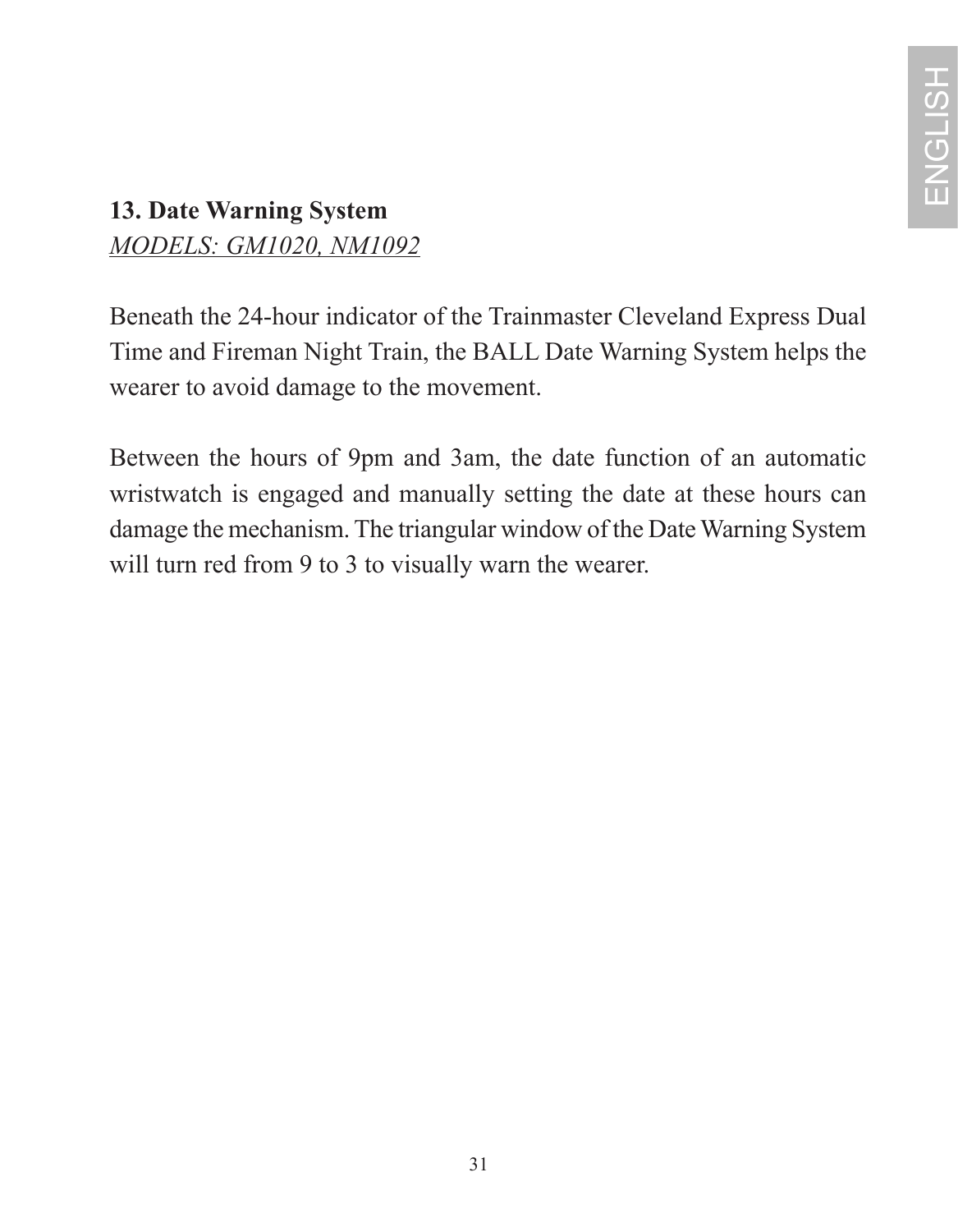## 13. Date Warning System

*MODELS: GM1020, NM1092*

Beneath the 24-hour indicator of the Trainmaster Cleveland Express Dual Time and Fireman Night Train, the BALL Date Warning System helps the wearer to avoid damage to the movement.

Between the hours of 9pm and 3am, the date function of an automatic wristwatch is engaged and manually setting the date at these hours can damage the mechanism. The triangular window of the Date Warning System will turn red from 9 to 3 to visually warn the wearer.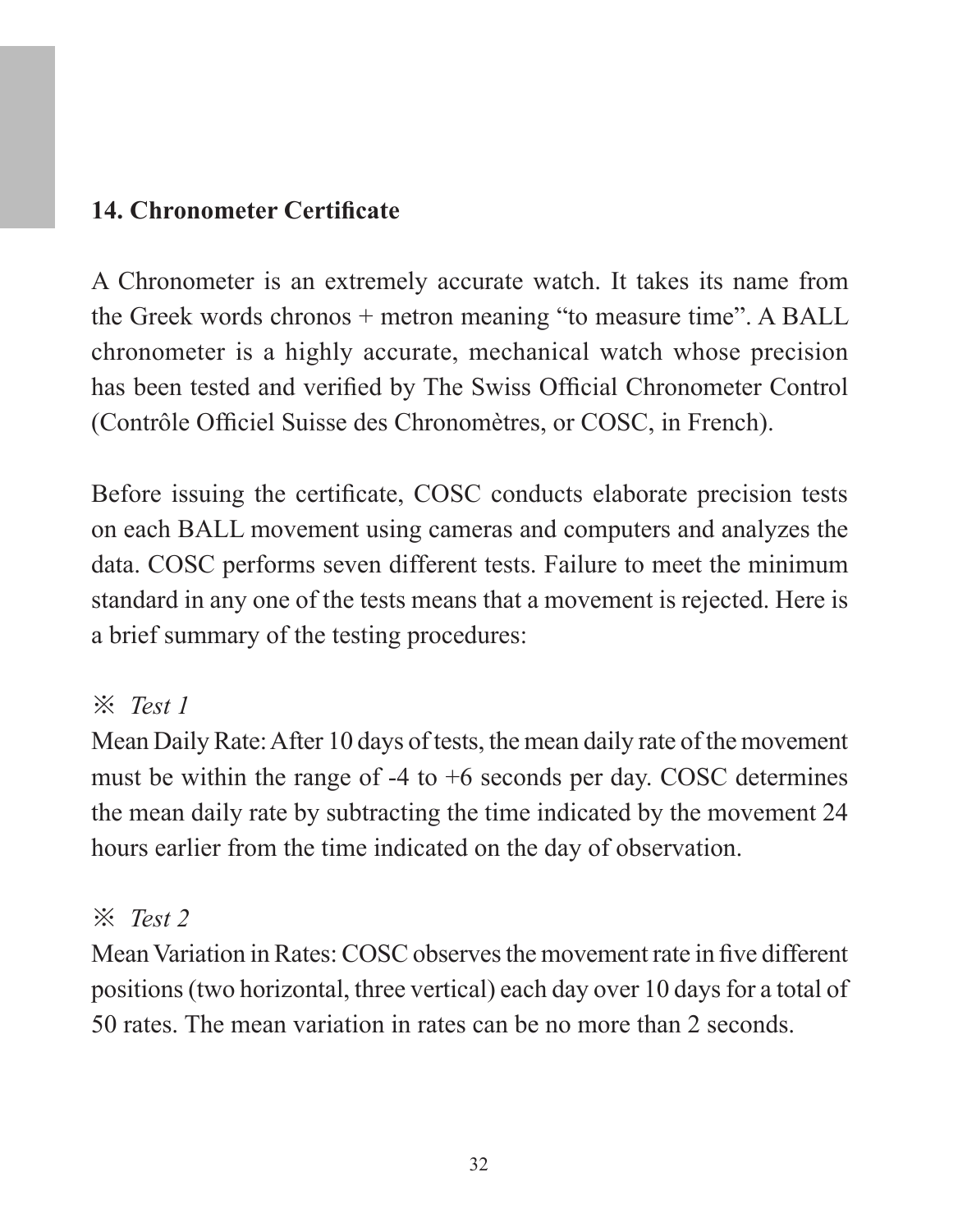## 14. Chronometer Certificate

A Chronometer is an extremely accurate watch. It takes its name from the Greek words chronos + metron meaning “to measure time”. A BALL chronometer is a highly accurate, mechanical watch whose precision has been tested and verified by The Swiss Official Chronometer Control (Contrôle Officiel Suisse des Chronomètres, or COSC, in French).

Before issuing the certificate, COSC conducts elaborate precision tests on each BALL movement using cameras and computers and analyzes the data. COSC performs seven different tests. Failure to meet the minimum standard in any one of the tests means that a movement is rejected. Here is a brief summary of the testing procedures:

※ *Test 1*

Mean Daily Rate: After 10 days of tests, the mean daily rate of the movement must be within the range of -4 to +6 seconds per day. COSC determines the mean daily rate by subtracting the time indicated by the movement 24 hours earlier from the time indicated on the day of observation.

※ *Test 2*

Mean Variation in Rates: COSC observes the movement rate in five different positions (two horizontal, three vertical) each day over 10 days for a total of 50 rates. The mean variation in rates can be no more than 2 seconds.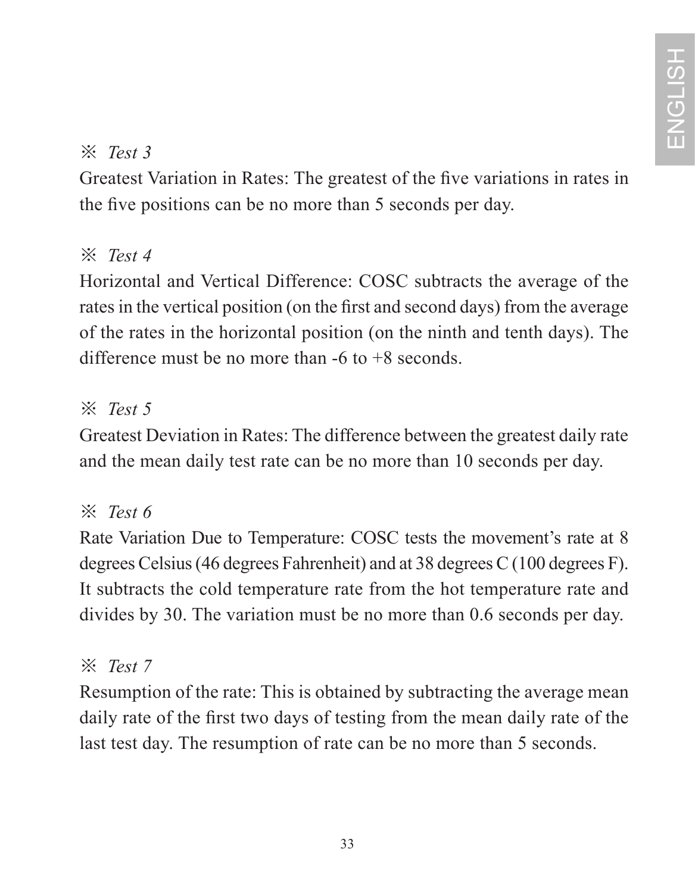※ *Test 3*

Greatest Variation in Rates: The greatest of the five variations in rates in the five positions can be no more than 5 seconds per day.

※ *Test 4*

Horizontal and Vertical Difference: COSC subtracts the average of the rates in the vertical position (on the first and second days) from the average of the rates in the horizontal position (on the ninth and tenth days). The difference must be no more than -6 to +8 seconds.

※ *Test 5*

Greatest Deviation in Rates: The difference between the greatest daily rate and the mean daily test rate can be no more than 10 seconds per day.

※ *Test 6*

Rate Variation Due to Temperature: COSC tests the movement's rate at 8 degrees Celsius (46 degrees Fahrenheit) and at 38 degrees C (100 degrees F). It subtracts the cold temperature rate from the hot temperature rate and divides by 30. The variation must be no more than 0.6 seconds per day.

※ *Test 7*

Resumption of the rate: This is obtained by subtracting the average mean daily rate of the first two days of testing from the mean daily rate of the last test day. The resumption of rate can be no more than 5 seconds.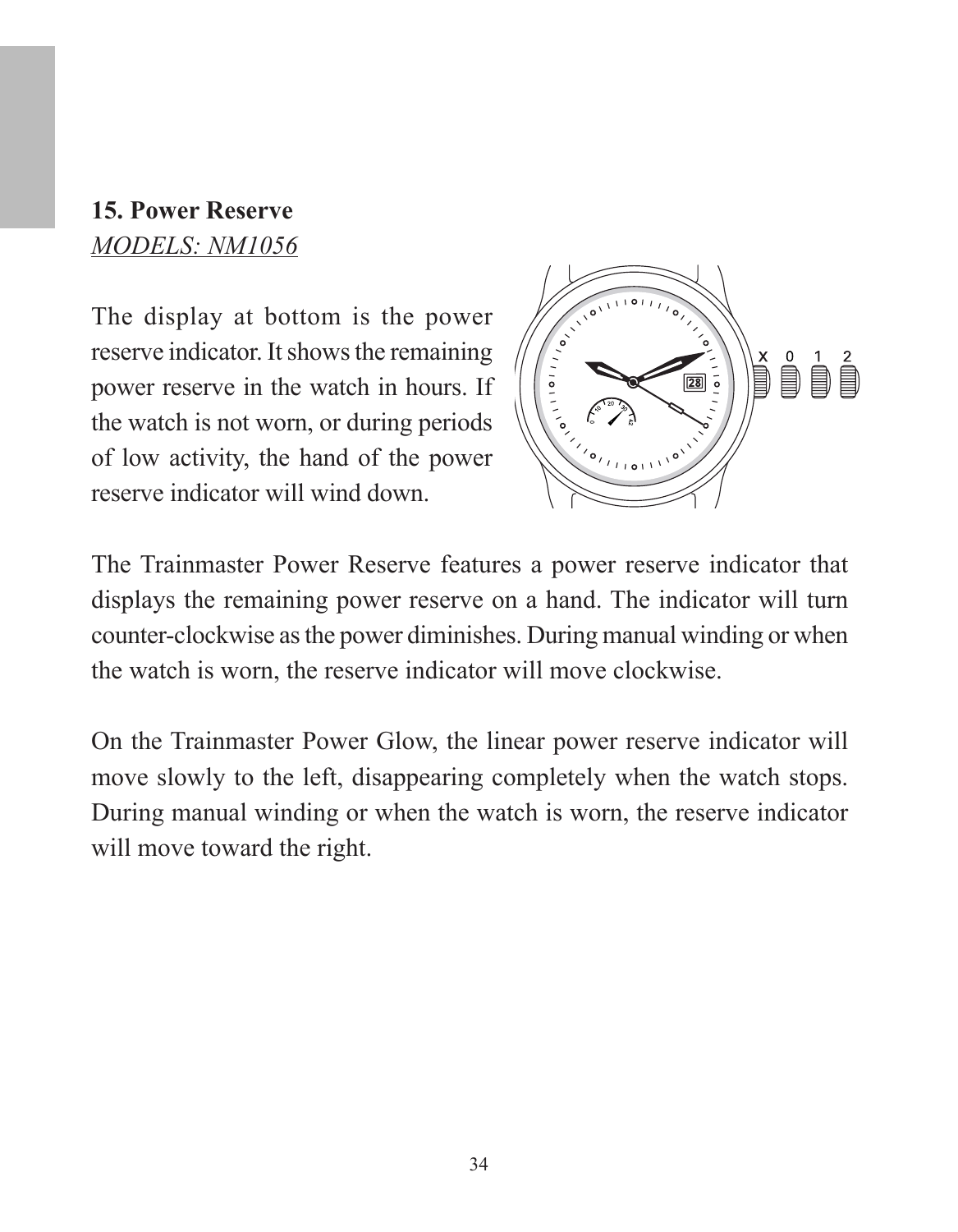## 15. Power Reserve

*MODELS: NM1056*

The display at bottom is the power reserve indicator. It shows the remaining power reserve in the watch in hours. If the watch is not worn, or during periods of low activity, the hand of the power reserve indicator will wind down.

The Trainmaster Power Reserve features a power reserve indicator that displays the remaining power reserve on a hand. The indicator will turn counter-clockwise as the power diminishes. During manual winding or when the watch is worn, the reserve indicator will move clockwise.

On the Trainmaster Power Glow, the linear power reserve indicator will move slowly to the left, disappearing completely when the watch stops. During manual winding or when the watch is worn, the reserve indicator will move toward the right.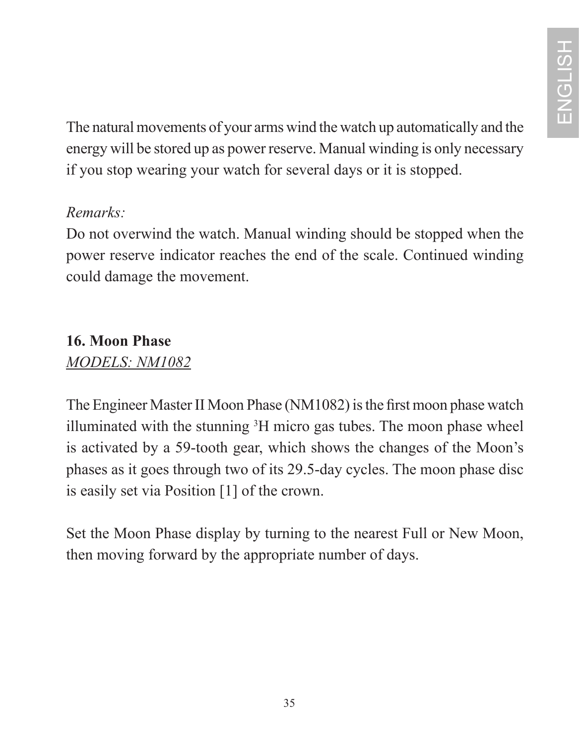The natural movements of your arms wind the watch up automatically and the energy will be stored up as power reserve. Manual winding is only necessary if you stop wearing your watch for several days or it is stopped.

*Remarks:*
Do not overwind the watch. Manual winding should be stopped when the power reserve indicator reaches the end of the scale. Continued winding could damage the movement.

## 16. Moon Phase

*MODELS: NM1082*

The Engineer Master II Moon Phase (NM1082) is the first moon phase watch illuminated with the stunning $^{3}H$ micro gas tubes. The moon phase wheel is activated by a 59-tooth gear, which shows the changes of the Moon's phases as it goes through two of its 29.5-day cycles. The moon phase disc is easily set via Position [1] of the crown.

Set the Moon Phase display by turning to the nearest Full or New Moon, then moving forward by the appropriate number of days.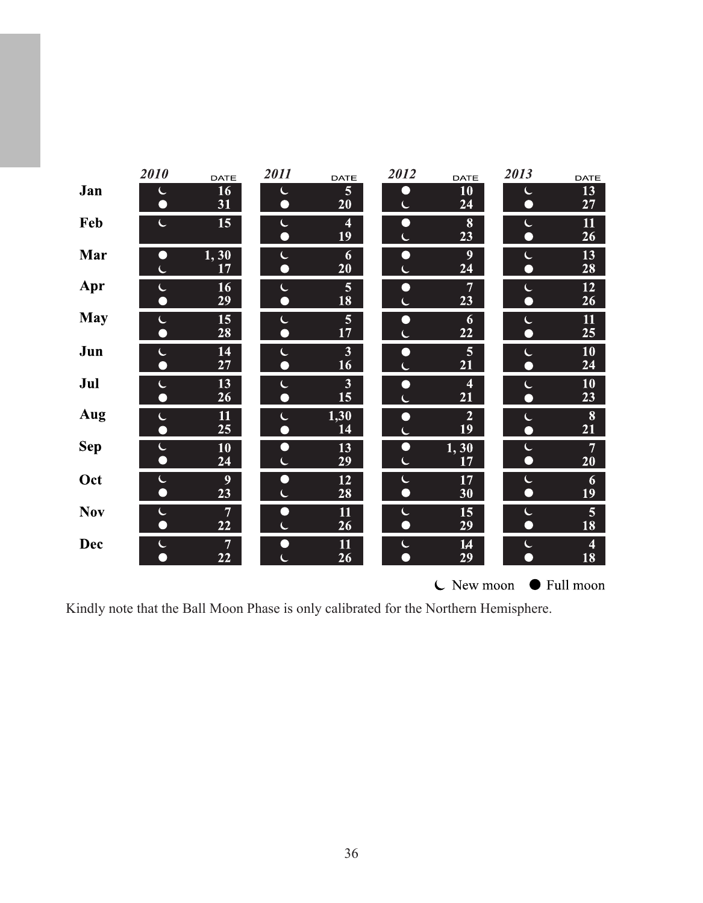| | 2010 | DATE | 2011 | DATE | 2012 | DATE | 2013 | DATE |
|---|---|---|---|---|---|---|---|---|
| **Jan** | ☾<br>● | 16<br>31 | ☾<br>● | 5<br>20 | ●<br>☾ | 10<br>24 | ☾<br>● | 13<br>27 |
| **Feb** | ☾ | 15 | ☾<br>● | 4<br>19 | ●<br>☾ | 8<br>23 | ☾<br>● | 11<br>26 |
| **Mar** | ●<br>☾ | 1, 30<br>17 | ☾<br>● | 6<br>20 | ●<br>☾ | 9<br>24 | ☾<br>● | 13<br>28 |
| **Apr** | ☾<br>● | 16<br>29 | ☾<br>● | 5<br>18 | ●<br>☾ | 7<br>23 | ☾<br>● | 12<br>26 |
| **May** | ☾<br>● | 15<br>28 | ☾<br>● | 5<br>17 | ●<br>☾ | 6<br>22 | ☾<br>● | 11<br>25 |
| **Jun** | ☾<br>● | 14<br>27 | ☾<br>● | 3<br>16 | ●<br>☾ | 5<br>21 | ☾<br>● | 10<br>24 |
| **Jul** | ☾<br>● | 13<br>26 | ☾<br>● | 3<br>15 | ●<br>☾ | 4<br>21 | ☾<br>● | 10<br>23 |
| **Aug** | ☾<br>● | 11<br>25 | ☾<br>● | 1,30<br>14 | ●<br>☾ | 2<br>19 | ☾<br>● | 8<br>21 |
| **Sep** | ☾<br>● | 10<br>24 | ●<br>☾ | 13<br>29 | ●<br>☾ | 1, 30<br>17 | ☾<br>● | 7<br>20 |
| **Oct** | ☾<br>● | 9<br>23 | ●<br>☾ | 12<br>28 | ☾<br>● | 17<br>30 | ☾<br>● | 6<br>19 |
| **Nov** | ☾<br>● | 7<br>22 | ●<br>☾ | 11<br>26 | ☾<br>● | 15<br>29 | ☾<br>● | 5<br>18 |
| **Dec** | ☾<br>● | 7<br>22 | ●<br>☾ | 11<br>26 | ☾<br>● | 14<br>29 | ☾<br>● | 4<br>18 |

☾ New moon ● Full moon

Kindly note that the Ball Moon Phase is only calibrated for the Northern Hemisphere.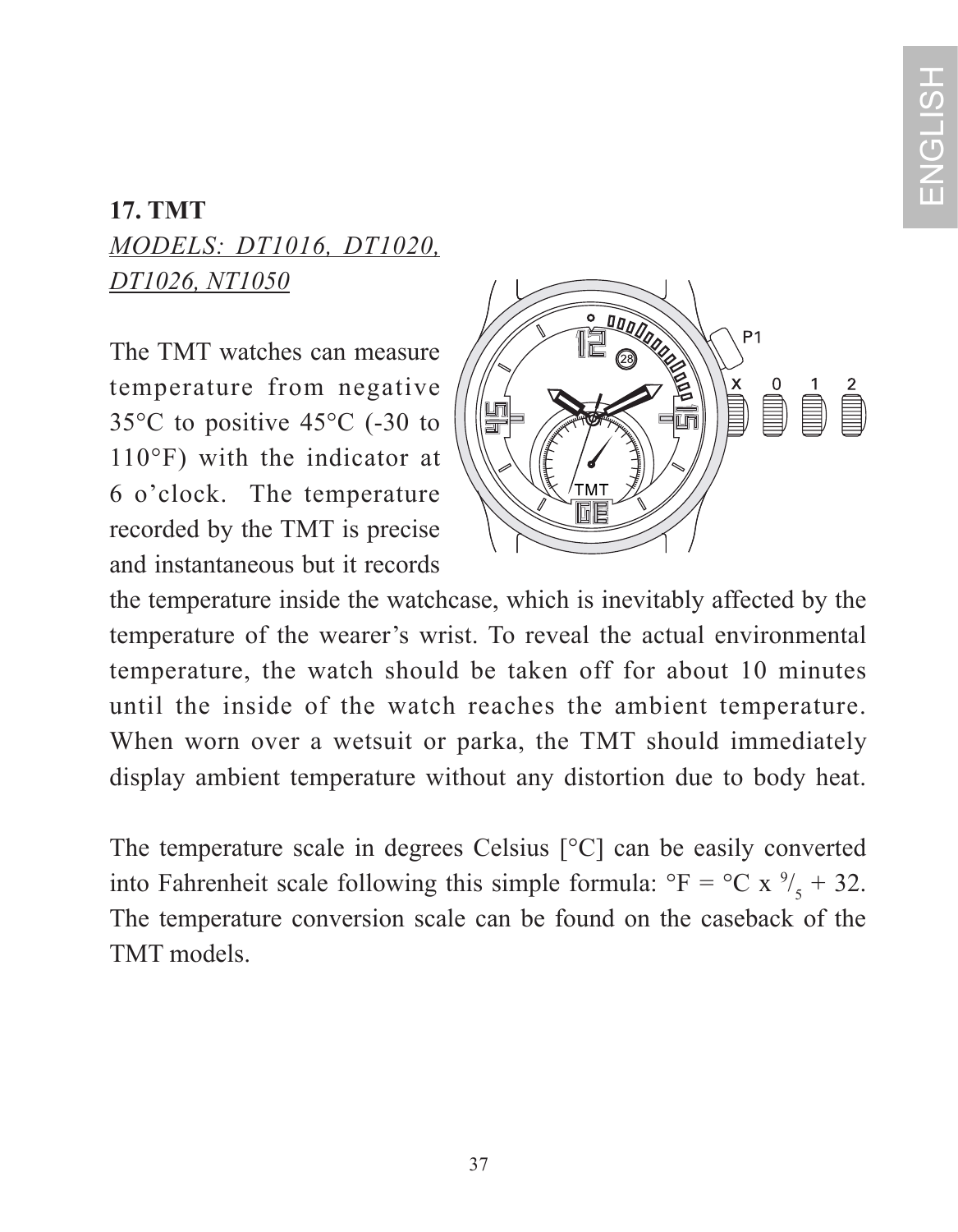## 17. TMT

*MODELS: DT1016, DT1020, DT1026, NT1050*

The TMT watches can measure temperature from negative 35°C to positive 45°C (-30 to 110°F) with the indicator at 6 o'clock. The temperature recorded by the TMT is precise and instantaneous but it records the temperature inside the watchcase, which is inevitably affected by the temperature of the wearer's wrist. To reveal the actual environmental temperature, the watch should be taken off for about 10 minutes until the inside of the watch reaches the ambient temperature. When worn over a wetsuit or parka, the TMT should immediately display ambient temperature without any distortion due to body heat.

The temperature scale in degrees Celsius [°C] can be easily converted into Fahrenheit scale following this simple formula: $°F = °C \times {}^{9}/_{5} + 32$. The temperature conversion scale can be found on the caseback of the TMT models.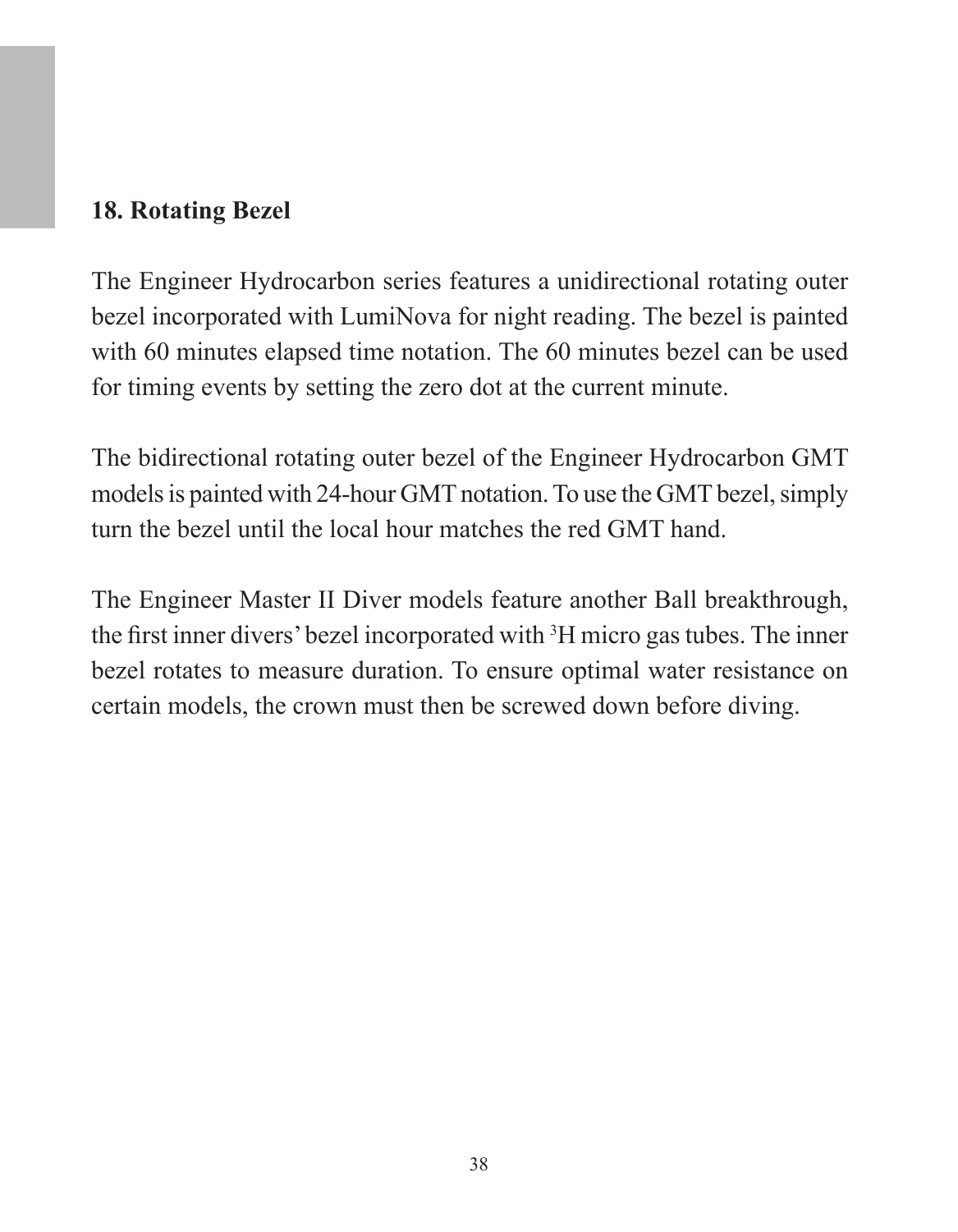## 18. Rotating Bezel

The Engineer Hydrocarbon series features a unidirectional rotating outer bezel incorporated with LumiNova for night reading. The bezel is painted with 60 minutes elapsed time notation. The 60 minutes bezel can be used for timing events by setting the zero dot at the current minute.

The bidirectional rotating outer bezel of the Engineer Hydrocarbon GMT models is painted with 24-hour GMT notation. To use the GMT bezel, simply turn the bezel until the local hour matches the red GMT hand.

The Engineer Master II Diver models feature another Ball breakthrough, the first inner divers' bezel incorporated with $^3H$ micro gas tubes. The inner bezel rotates to measure duration. To ensure optimal water resistance on certain models, the crown must then be screwed down before diving.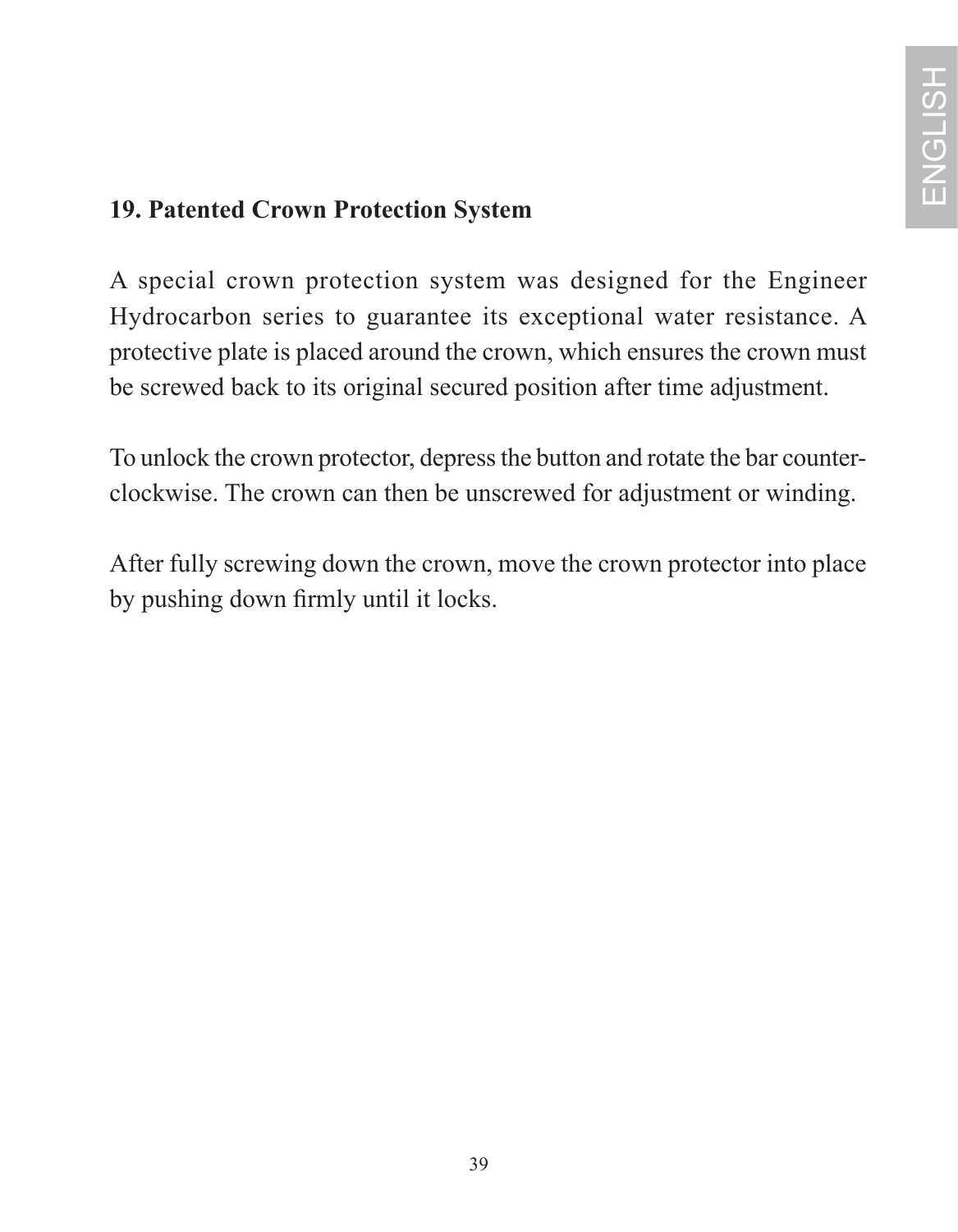## 19. Patented Crown Protection System

A special crown protection system was designed for the Engineer Hydrocarbon series to guarantee its exceptional water resistance. A protective plate is placed around the crown, which ensures the crown must be screwed back to its original secured position after time adjustment.

To unlock the crown protector, depress the button and rotate the bar counter-clockwise. The crown can then be unscrewed for adjustment or winding.

After fully screwing down the crown, move the crown protector into place by pushing down firmly until it locks.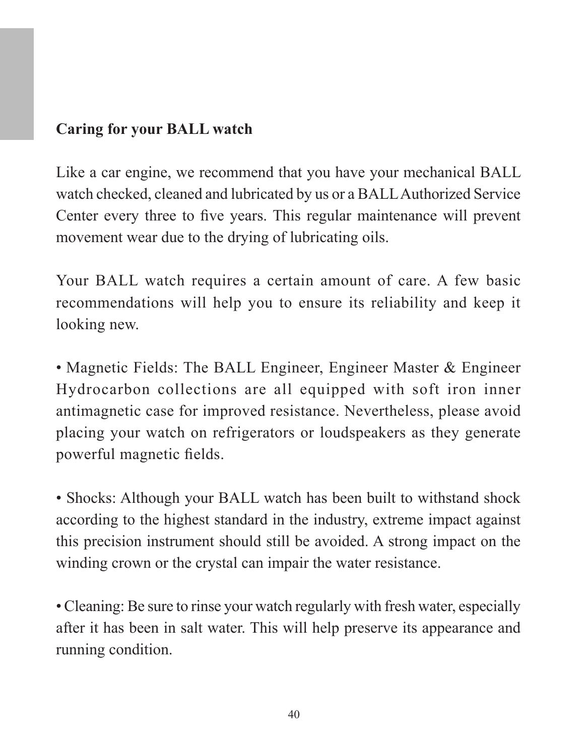## Caring for your BALL watch

Like a car engine, we recommend that you have your mechanical BALL watch checked, cleaned and lubricated by us or a BALL Authorized Service Center every three to five years. This regular maintenance will prevent movement wear due to the drying of lubricating oils.

Your BALL watch requires a certain amount of care. A few basic recommendations will help you to ensure its reliability and keep it looking new.

• Magnetic Fields: The BALL Engineer, Engineer Master & Engineer Hydrocarbon collections are all equipped with soft iron inner antimagnetic case for improved resistance. Nevertheless, please avoid placing your watch on refrigerators or loudspeakers as they generate powerful magnetic fields.

• Shocks: Although your BALL watch has been built to withstand shock according to the highest standard in the industry, extreme impact against this precision instrument should still be avoided. A strong impact on the winding crown or the crystal can impair the water resistance.

• Cleaning: Be sure to rinse your watch regularly with fresh water, especially after it has been in salt water. This will help preserve its appearance and running condition.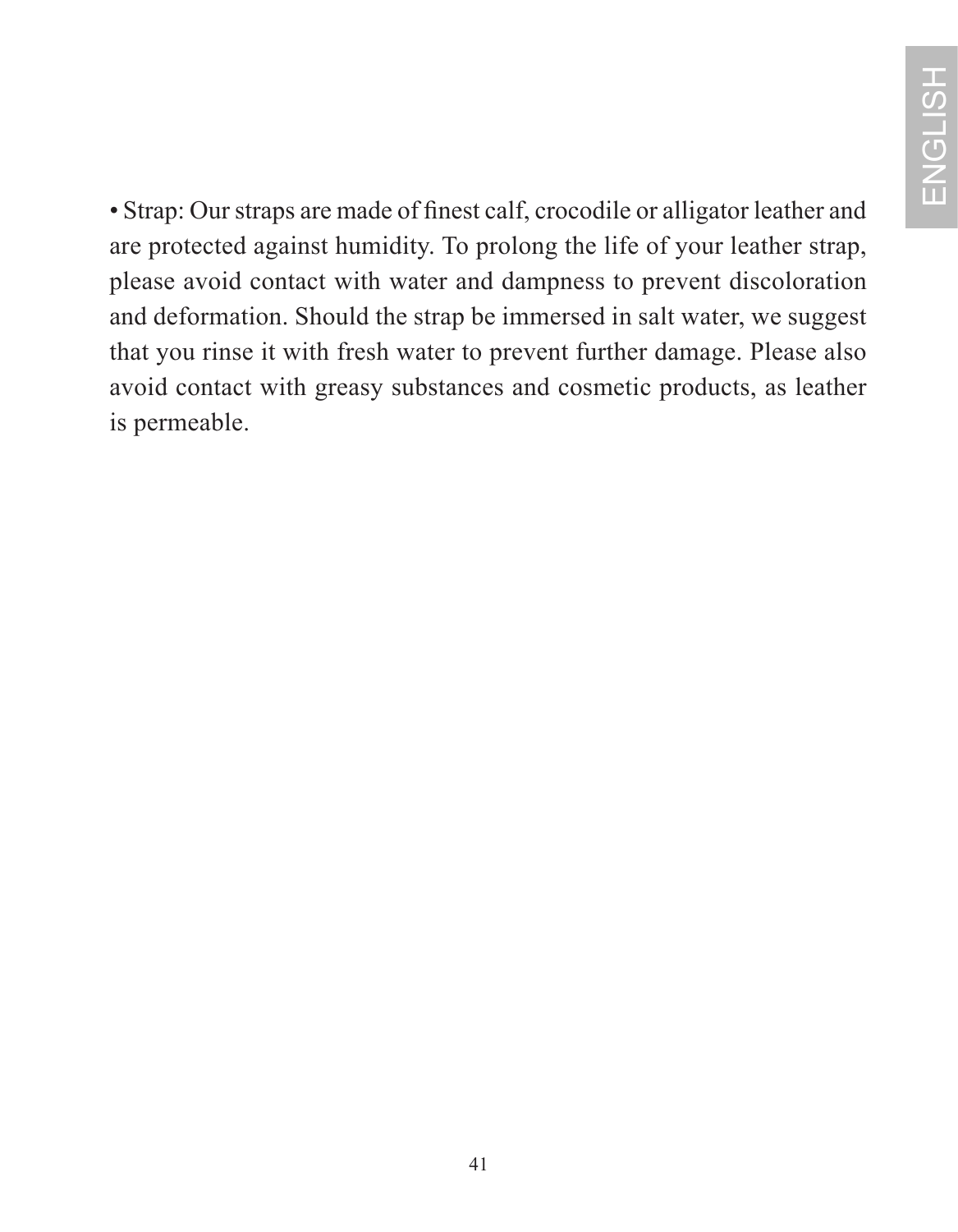• Strap: Our straps are made of finest calf, crocodile or alligator leather and are protected against humidity. To prolong the life of your leather strap, please avoid contact with water and dampness to prevent discoloration and deformation. Should the strap be immersed in salt water, we suggest that you rinse it with fresh water to prevent further damage. Please also avoid contact with greasy substances and cosmetic products, as leather is permeable.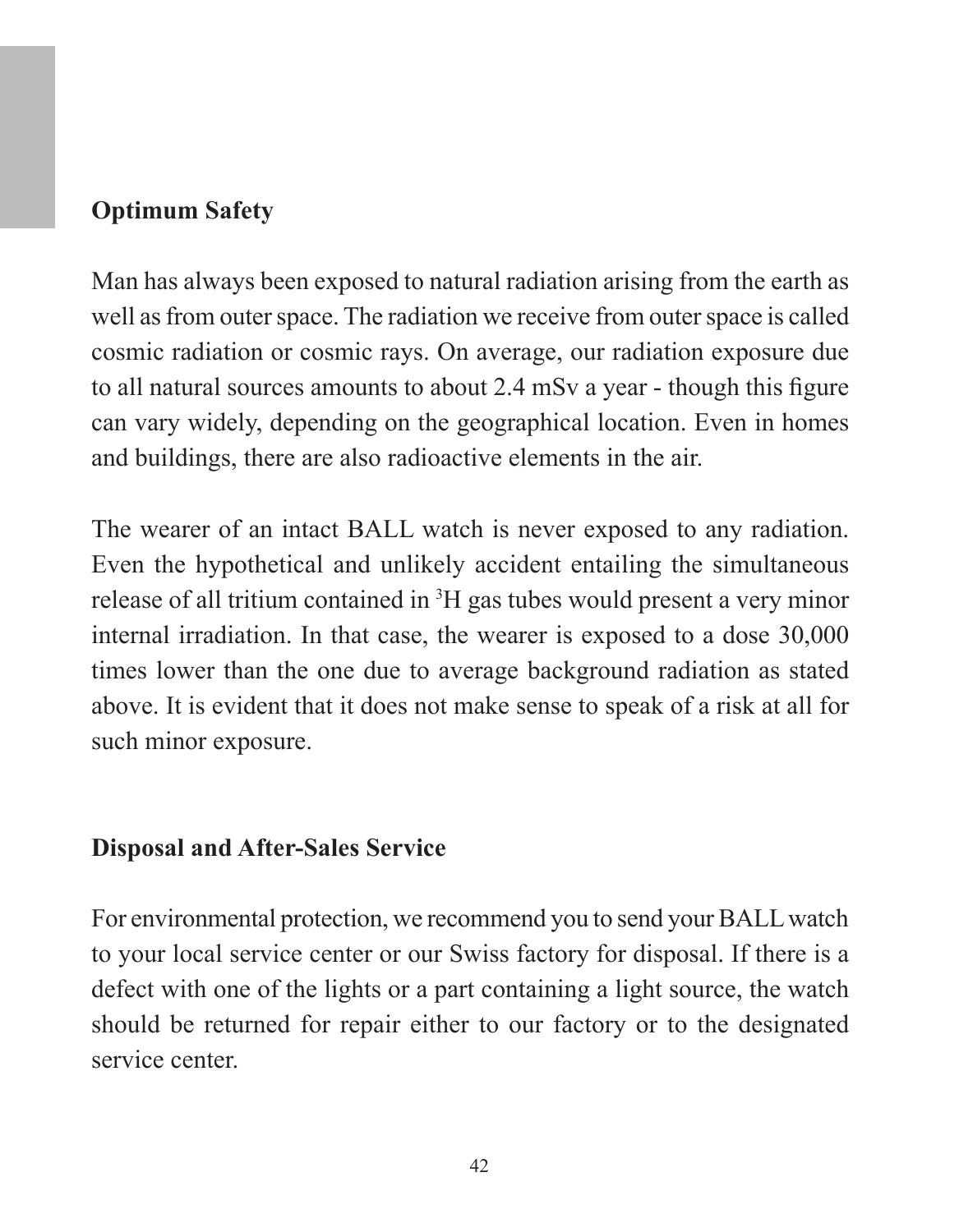## Optimum Safety

Man has always been exposed to natural radiation arising from the earth as well as from outer space. The radiation we receive from outer space is called cosmic radiation or cosmic rays. On average, our radiation exposure due to all natural sources amounts to about 2.4 mSv a year - though this figure can vary widely, depending on the geographical location. Even in homes and buildings, there are also radioactive elements in the air.

The wearer of an intact BALL watch is never exposed to any radiation. Even the hypothetical and unlikely accident entailing the simultaneous release of all tritium contained in $^3H$ gas tubes would present a very minor internal irradiation. In that case, the wearer is exposed to a dose 30,000 times lower than the one due to average background radiation as stated above. It is evident that it does not make sense to speak of a risk at all for such minor exposure.

## Disposal and After-Sales Service

For environmental protection, we recommend you to send your BALL watch to your local service center or our Swiss factory for disposal. If there is a defect with one of the lights or a part containing a light source, the watch should be returned for repair either to our factory or to the designated service center.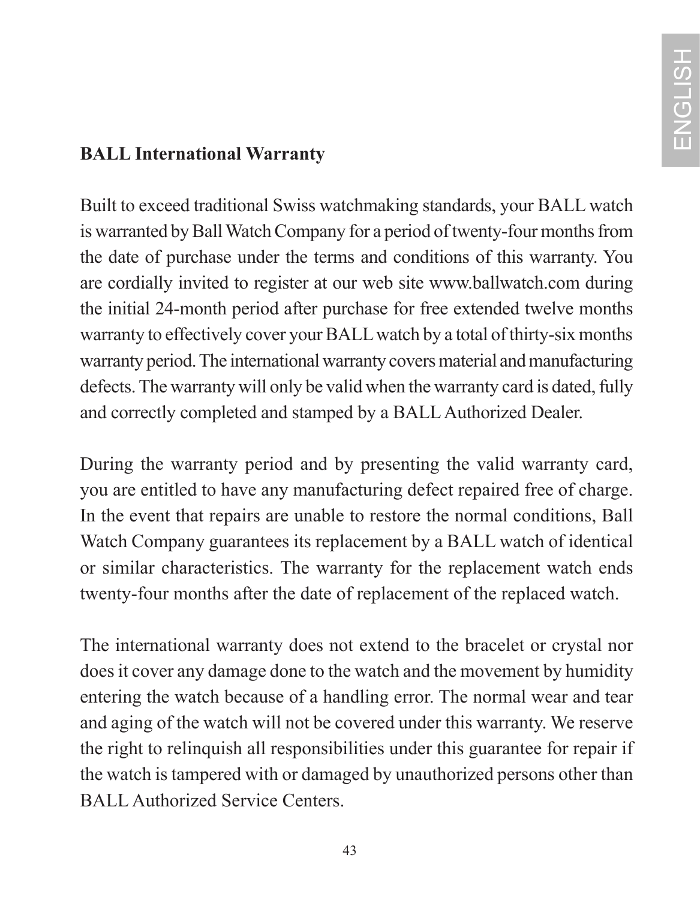## BALL International Warranty

Built to exceed traditional Swiss watchmaking standards, your BALL watch is warranted by Ball Watch Company for a period of twenty-four months from the date of purchase under the terms and conditions of this warranty. You are cordially invited to register at our web site www.ballwatch.com during the initial 24-month period after purchase for free extended twelve months warranty to effectively cover your BALL watch by a total of thirty-six months warranty period. The international warranty covers material and manufacturing defects. The warranty will only be valid when the warranty card is dated, fully and correctly completed and stamped by a BALL Authorized Dealer.

During the warranty period and by presenting the valid warranty card, you are entitled to have any manufacturing defect repaired free of charge. In the event that repairs are unable to restore the normal conditions, Ball Watch Company guarantees its replacement by a BALL watch of identical or similar characteristics. The warranty for the replacement watch ends twenty-four months after the date of replacement of the replaced watch.

The international warranty does not extend to the bracelet or crystal nor does it cover any damage done to the watch and the movement by humidity entering the watch because of a handling error. The normal wear and tear and aging of the watch will not be covered under this warranty. We reserve the right to relinquish all responsibilities under this guarantee for repair if the watch is tampered with or damaged by unauthorized persons other than BALL Authorized Service Centers.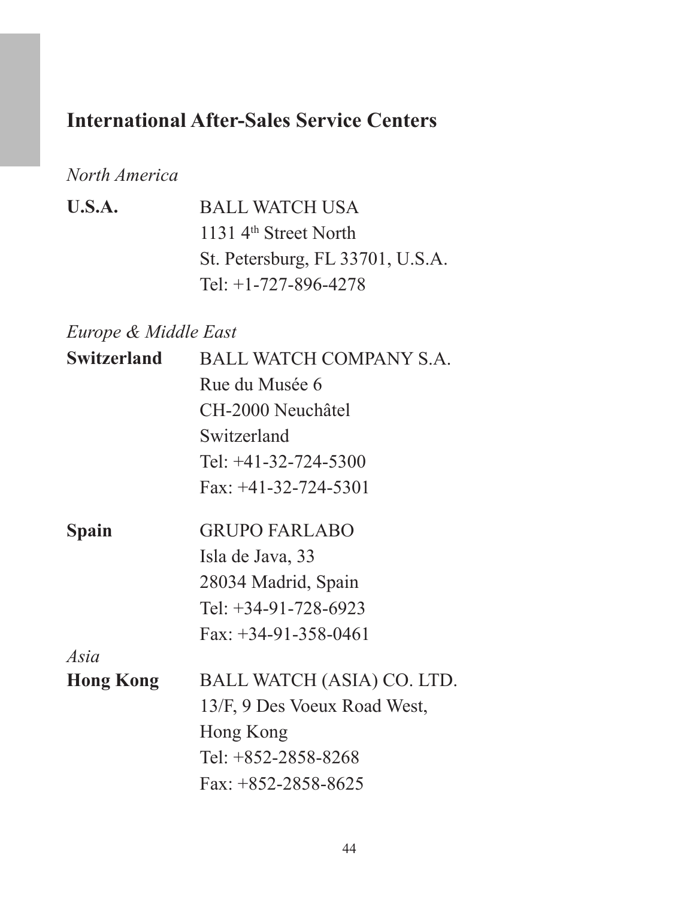## International After-Sales Service Centers

*North America*

**U.S.A.**

BALL WATCH USA
1131 4th Street North
St. Petersburg, FL 33701, U.S.A.
Tel: +1-727-896-4278

*Europe & Middle East*

**Switzerland**

BALL WATCH COMPANY S.A.
Rue du Musée 6
CH-2000 Neuchâtel
Switzerland
Tel: +41-32-724-5300
Fax: +41-32-724-5301

**Spain**

GRUPO FARLABO
Isla de Java, 33
28034 Madrid, Spain
Tel: +34-91-728-6923
Fax: +34-91-358-0461

*Asia*

**Hong Kong**

BALL WATCH (ASIA) CO. LTD.
13/F, 9 Des Voeux Road West,
Hong Kong
Tel: +852-2858-8268
Fax: +852-2858-8625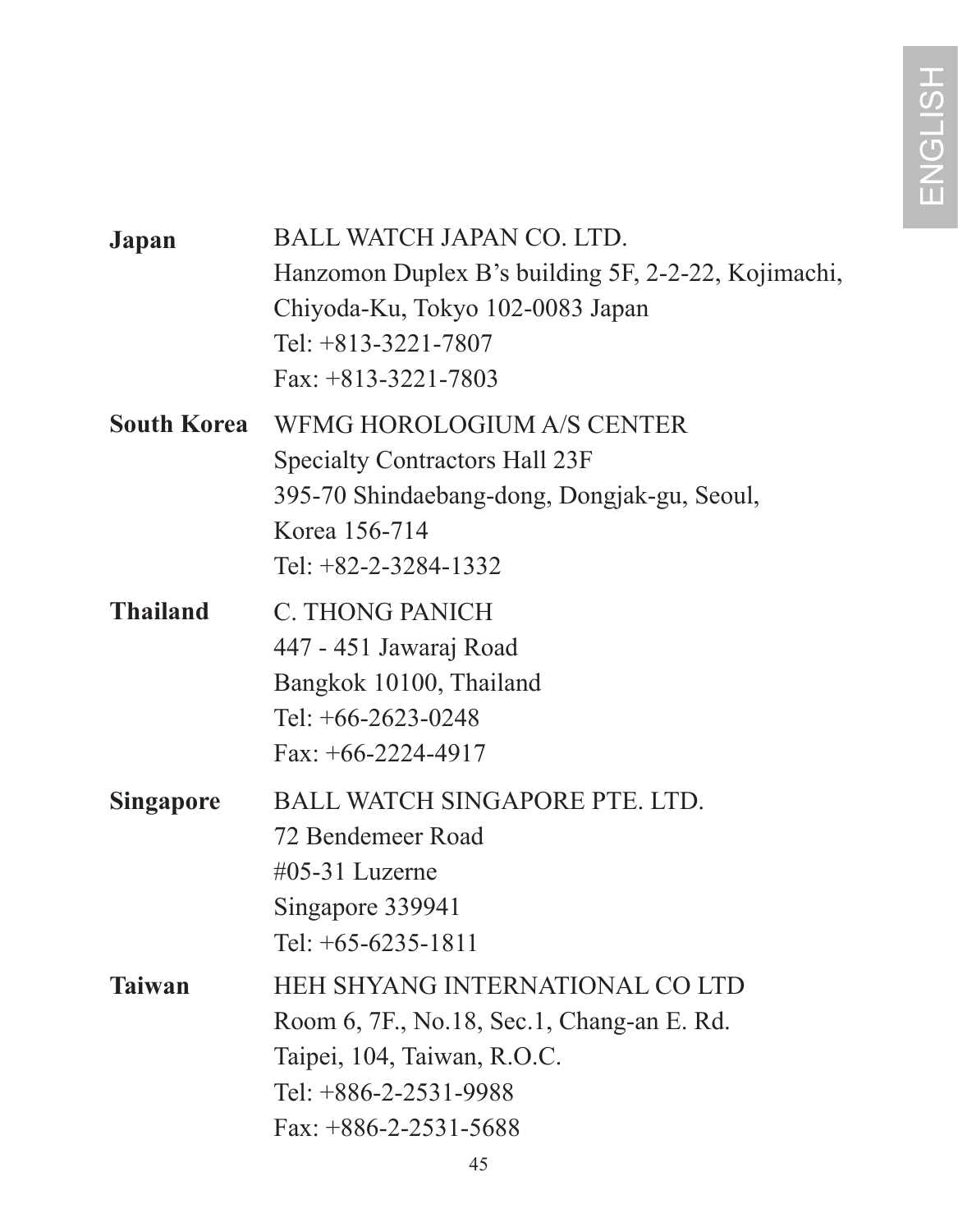**Japan**

BALL WATCH JAPAN CO. LTD.
Hanzomon Duplex B's building 5F, 2-2-22, Kojimachi,
Chiyoda-Ku, Tokyo 102-0083 Japan
Tel: +813-3221-7807
Fax: +813-3221-7803

**South Korea**

WFMG HOROLOGIUM A/S CENTER
Specialty Contractors Hall 23F
395-70 Shindaebang-dong, Dongjak-gu, Seoul,
Korea 156-714
Tel: +82-2-3284-1332

**Thailand**

C. THONG PANICH
447 - 451 Jawaraj Road
Bangkok 10100, Thailand
Tel: +66-2623-0248
Fax: +66-2224-4917

**Singapore**

BALL WATCH SINGAPORE PTE. LTD.
72 Bendemeer Road
#05-31 Luzerne
Singapore 339941
Tel: +65-6235-1811

**Taiwan**

HEH SHYANG INTERNATIONAL CO LTD
Room 6, 7F., No.18, Sec.1, Chang-an E. Rd.
Taipei, 104, Taiwan, R.O.C.
Tel: +886-2-2531-9988
Fax: +886-2-2531-5688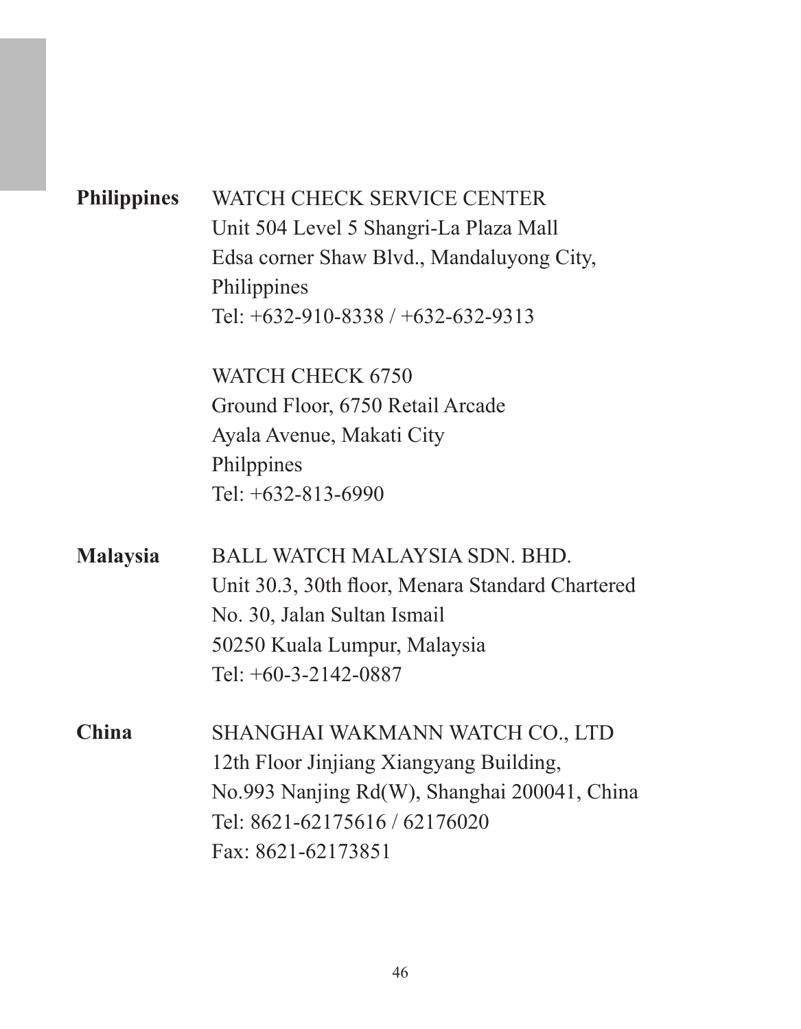**Philippines**

WATCH CHECK SERVICE CENTER
Unit 504 Level 5 Shangri-La Plaza Mall
Edsa corner Shaw Blvd., Mandaluyong City,
Philippines
Tel: +632-910-8338 / +632-632-9313

WATCH CHECK 6750
Ground Floor, 6750 Retail Arcade
Ayala Avenue, Makati City
Philppines
Tel: +632-813-6990

**Malaysia**

BALL WATCH MALAYSIA SDN. BHD.
Unit 30.3, 30th floor, Menara Standard Chartered
No. 30, Jalan Sultan Ismail
50250 Kuala Lumpur, Malaysia
Tel: +60-3-2142-0887

**China**

SHANGHAI WAKMANN WATCH CO., LTD
12th Floor Jinjiang Xiangyang Building,
No.993 Nanjing Rd(W), Shanghai 200041, China
Tel: 8621-62175616 / 62176020
Fax: 8621-62173851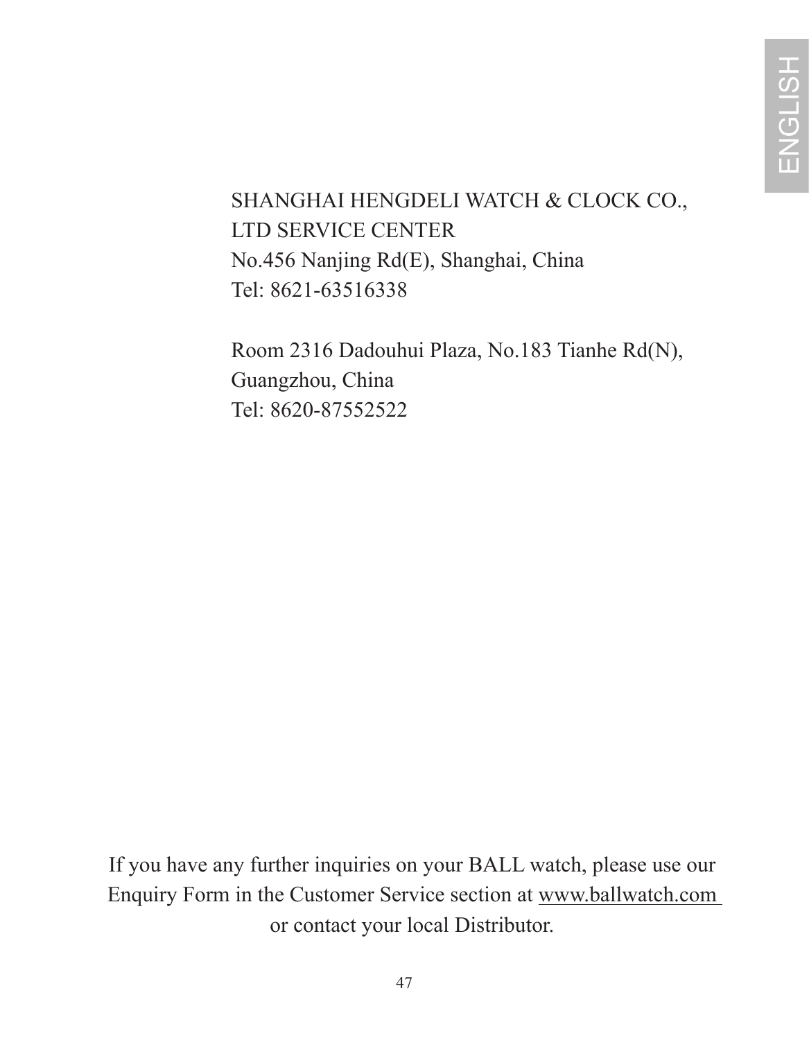SHANGHAI HENGDELI WATCH & CLOCK CO., LTD SERVICE CENTER
No.456 Nanjing Rd(E), Shanghai, China
Tel: 8621-63516338

Room 2316 Dadouhui Plaza, No.183 Tianhe Rd(N), Guangzhou, China
Tel: 8620-87552522

If you have any further inquiries on your BALL watch, please use our Enquiry Form in the Customer Service section at www.ballwatch.com or contact your local Distributor.